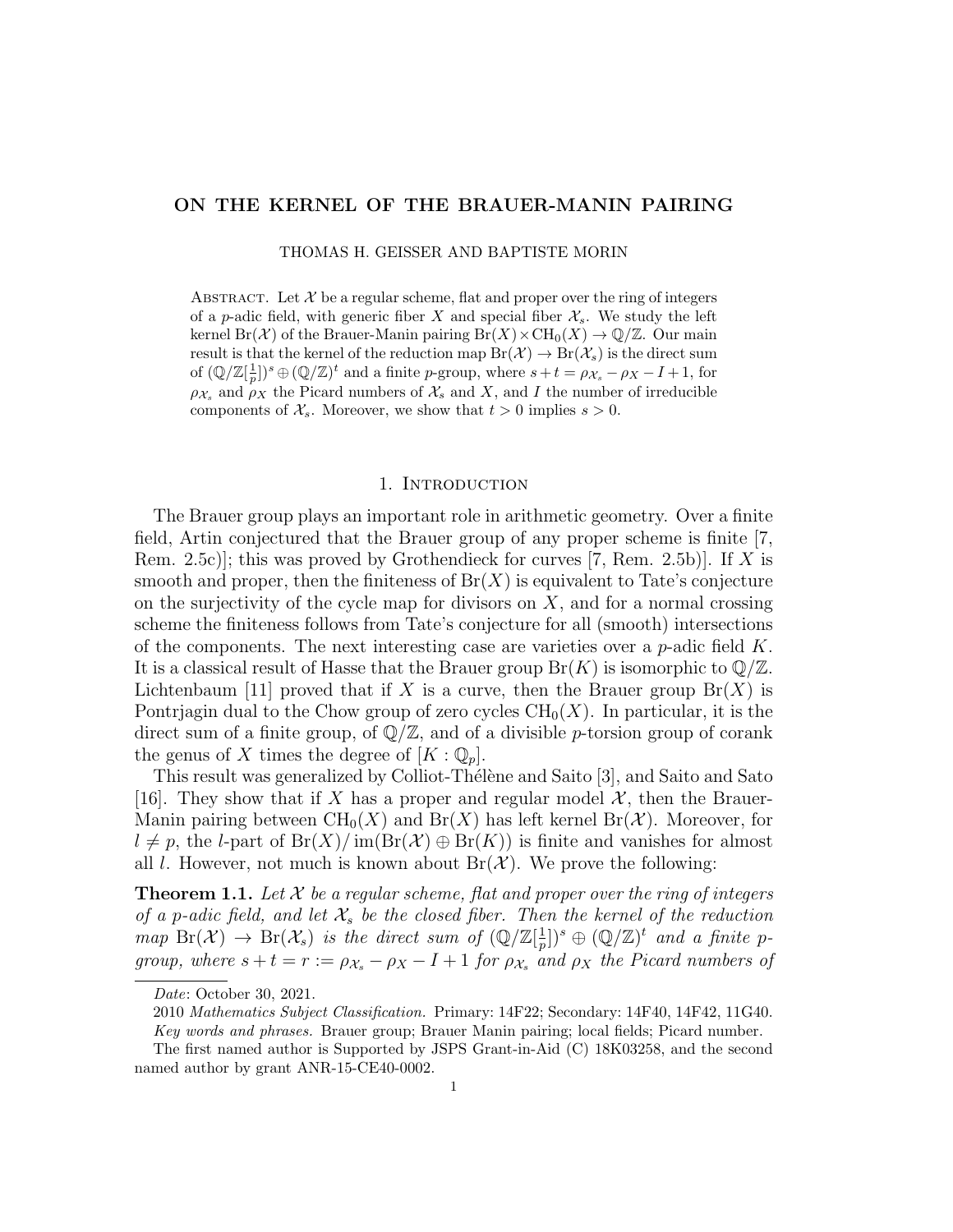# ON THE KERNEL OF THE BRAUER-MANIN PAIRING

THOMAS H. GEISSER AND BAPTISTE MORIN

Abstract. Let $\mathcal{X}$ be a regular scheme, flat and proper over the ring of integers of a $p$-adic field, with generic fiber $X$ and special fiber $\mathcal{X}_s$. We study the left kernel $\mathrm{Br}(\mathcal{X})$ of the Brauer-Manin pairing $\mathrm{Br}(X)\times \mathrm{CH}_0(X)\to \mathbb{Q}/\mathbb{Z}$. Our main result is that the kernel of the reduction map $\mathrm{Br}(\mathcal{X})\to \mathrm{Br}(\mathcal{X}_s)$ is the direct sum of $(\mathbb{Q}/\mathbb{Z}[\frac{1}{p}])^s\oplus(\mathbb{Q}/\mathbb{Z})^t$ and a finite $p$-group, where $s+t=\rho_{\mathcal{X}_s}-\rho_X-I+1$, for $\rho_{\mathcal{X}_s}$ and $\rho_X$ the Picard numbers of $\mathcal{X}_s$ and $X$, and $I$ the number of irreducible components of $\mathcal{X}_s$. Moreover, we show that $t>0$ implies $s>0$.

## 1. Introduction

The Brauer group plays an important role in arithmetic geometry. Over a finite field, Artin conjectured that the Brauer group of any proper scheme is finite [7, Rem. 2.5c)]; this was proved by Grothendieck for curves [7, Rem. 2.5b)]. If $X$ is smooth and proper, then the finiteness of $\mathrm{Br}(X)$ is equivalent to Tate's conjecture on the surjectivity of the cycle map for divisors on $X$, and for a normal crossing scheme the finiteness follows from Tate's conjecture for all (smooth) intersections of the components. The next interesting case are varieties over a $p$-adic field $K$. It is a classical result of Hasse that the Brauer group $\mathrm{Br}(K)$ is isomorphic to $\mathbb{Q}/\mathbb{Z}$. Lichtenbaum [11] proved that if $X$ is a curve, then the Brauer group $\mathrm{Br}(X)$ is Pontrjagin dual to the Chow group of zero cycles $\mathrm{CH}_0(X)$. In particular, it is the direct sum of a finite group, of $\mathbb{Q}/\mathbb{Z}$, and of a divisible $p$-torsion group of corank the genus of $X$ times the degree of $[K:\mathbb{Q}_p]$.

This result was generalized by Colliot-Thélène and Saito [3], and Saito and Sato [16]. They show that if $X$ has a proper and regular model $\mathcal{X}$, then the Brauer-Manin pairing between $\mathrm{CH}_0(X)$ and $\mathrm{Br}(X)$ has left kernel $\mathrm{Br}(\mathcal{X})$. Moreover, for $l\neq p$, the $l$-part of $\mathrm{Br}(X)/\operatorname{im}(\mathrm{Br}(\mathcal{X})\oplus \mathrm{Br}(K))$ is finite and vanishes for almost all $l$. However, not much is known about $\mathrm{Br}(\mathcal{X})$. We prove the following:

**Theorem 1.1.** *Let $\mathcal{X}$ be a regular scheme, flat and proper over the ring of integers of a $p$-adic field, and let $\mathcal{X}_s$ be the closed fiber. Then the kernel of the reduction map $\mathrm{Br}(\mathcal{X})\to\mathrm{Br}(\mathcal{X}_s)$ is the direct sum of $(\mathbb{Q}/\mathbb{Z}[\frac{1}{p}])^s\oplus(\mathbb{Q}/\mathbb{Z})^t$ and a finite $p$-group, where $s+t=r:=\rho_{\mathcal{X}_s}-\rho_X-I+1$ for $\rho_{\mathcal{X}_s}$ and $\rho_X$ the Picard numbers of*

*Date*: October 30, 2021.

2010 *Mathematics Subject Classification.* Primary: 14F22; Secondary: 14F40, 14F42, 11G40.

*Key words and phrases.* Brauer group; Brauer Manin pairing; local fields; Picard number.

The first named author is Supported by JSPS Grant-in-Aid (C) 18K03258, and the second named author by grant ANR-15-CE40-0002.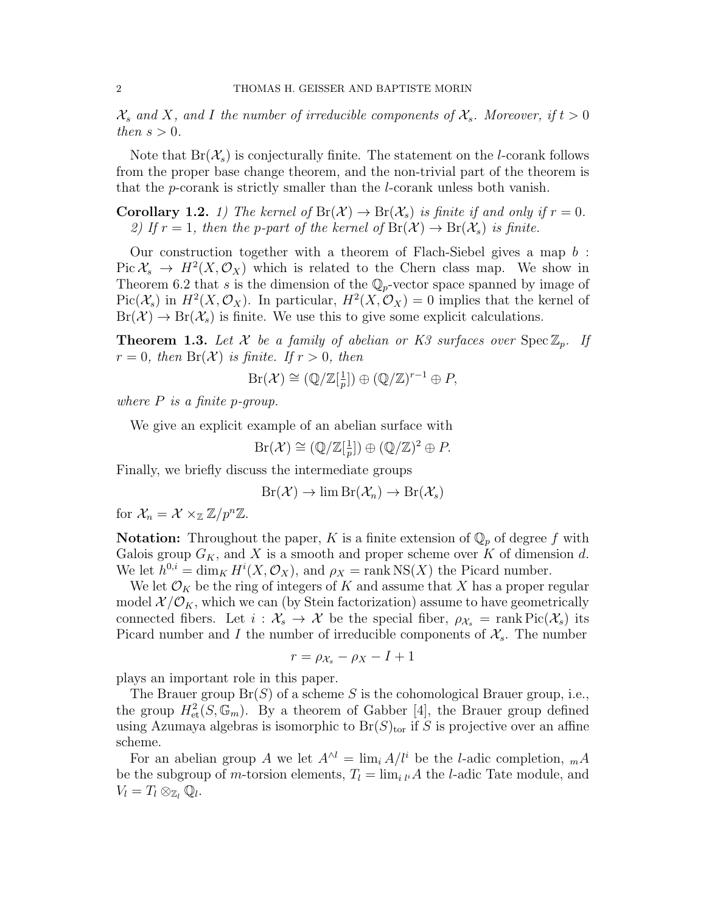$\mathcal{X}_s$ and $X$, and $I$ the number of irreducible components of $\mathcal{X}_s$. Moreover, if $t > 0$ then $s > 0$.*

Note that $\mathrm{Br}(\mathcal{X}_s)$ is conjecturally finite. The statement on the $l$-corank follows from the proper base change theorem, and the non-trivial part of the theorem is that the $p$-corank is strictly smaller than the $l$-corank unless both vanish.

**Corollary 1.2.** *1) The kernel of $\mathrm{Br}(\mathcal{X}) \to \mathrm{Br}(\mathcal{X}_s)$ is finite if and only if $r = 0$.*
*2) If $r = 1$, then the $p$-part of the kernel of $\mathrm{Br}(\mathcal{X}) \to \mathrm{Br}(\mathcal{X}_s)$ is finite.*

Our construction together with a theorem of Flach-Siebel gives a map $b : \mathrm{Pic}\,\mathcal{X}_s \to H^2(X, \mathcal{O}_X)$ which is related to the Chern class map. We show in Theorem 6.2 that $s$ is the dimension of the $\mathbb{Q}_p$-vector space spanned by image of $\mathrm{Pic}(\mathcal{X}_s)$ in $H^2(X, \mathcal{O}_X)$. In particular, $H^2(X, \mathcal{O}_X) = 0$ implies that the kernel of $\mathrm{Br}(\mathcal{X}) \to \mathrm{Br}(\mathcal{X}_s)$ is finite. We use this to give some explicit calculations.

**Theorem 1.3.** *Let $\mathcal{X}$ be a family of abelian or K3 surfaces over $\mathrm{Spec}\,\mathbb{Z}_p$. If $r = 0$, then $\mathrm{Br}(\mathcal{X})$ is finite. If $r > 0$, then*

$$\mathrm{Br}(\mathcal{X}) \cong (\mathbb{Q}/\mathbb{Z}[\tfrac{1}{p}]) \oplus (\mathbb{Q}/\mathbb{Z})^{r-1} \oplus P,$$

*where $P$ is a finite $p$-group.*

We give an explicit example of an abelian surface with

$$\mathrm{Br}(\mathcal{X}) \cong (\mathbb{Q}/\mathbb{Z}[\tfrac{1}{p}]) \oplus (\mathbb{Q}/\mathbb{Z})^2 \oplus P.$$

Finally, we briefly discuss the intermediate groups

$$\mathrm{Br}(\mathcal{X}) \to \lim \mathrm{Br}(\mathcal{X}_n) \to \mathrm{Br}(\mathcal{X}_s)$$

for $\mathcal{X}_n = \mathcal{X} \times_{\mathbb{Z}} \mathbb{Z}/p^n\mathbb{Z}$.

**Notation:** Throughout the paper, $K$ is a finite extension of $\mathbb{Q}_p$ of degree $f$ with Galois group $G_K$, and $X$ is a smooth and proper scheme over $K$ of dimension $d$. We let $h^{0,i} = \dim_K H^i(X, \mathcal{O}_X)$, and $\rho_X = \mathrm{rank}\,\mathrm{NS}(X)$ the Picard number.

We let $\mathcal{O}_K$ be the ring of integers of $K$ and assume that $X$ has a proper regular model $\mathcal{X}/\mathcal{O}_K$, which we can (by Stein factorization) assume to have geometrically connected fibers. Let $i : \mathcal{X}_s \to \mathcal{X}$ be the special fiber, $\rho_{\mathcal{X}_s} = \mathrm{rank}\,\mathrm{Pic}(\mathcal{X}_s)$ its Picard number and $I$ the number of irreducible components of $\mathcal{X}_s$. The number

$$r = \rho_{\mathcal{X}_s} - \rho_X - I + 1$$

plays an important role in this paper.

The Brauer group $\mathrm{Br}(S)$ of a scheme $S$ is the cohomological Brauer group, i.e., the group $H^2_{\mathrm{et}}(S, \mathbb{G}_m)$. By a theorem of Gabber [4], the Brauer group defined using Azumaya algebras is isomorphic to $\mathrm{Br}(S)_{\mathrm{tor}}$ if $S$ is projective over an affine scheme.

For an abelian group $A$ we let $A^{\wedge l} = \lim_i A/l^i$ be the $l$-adic completion, ${}_mA$ be the subgroup of $m$-torsion elements, $T_l = \lim_i {}_{l^i}A$ the $l$-adic Tate module, and $V_l = T_l \otimes_{\mathbb{Z}_l} \mathbb{Q}_l$.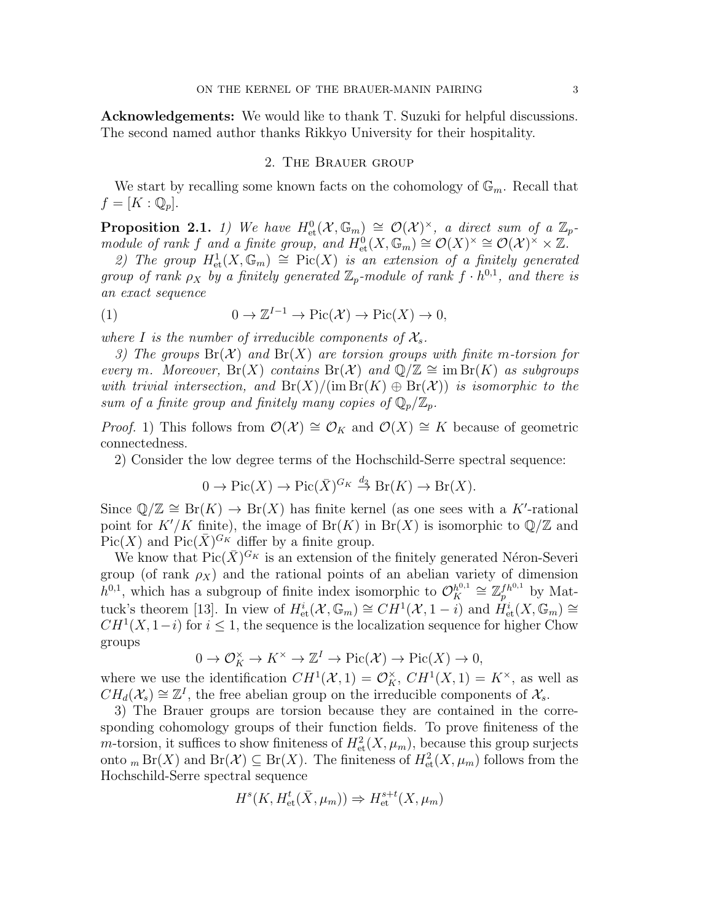**Acknowledgements:** We would like to thank T. Suzuki for helpful discussions. The second named author thanks Rikkyo University for their hospitality.

## 2. The Brauer group

We start by recalling some known facts on the cohomology of $\mathbb{G}_m$. Recall that $f = [K : \mathbb{Q}_p]$.

**Proposition 2.1.** *1) We have $H^0_{\text{et}}(\mathcal{X}, \mathbb{G}_m) \cong \mathcal{O}(\mathcal{X})^\times$, a direct sum of a $\mathbb{Z}_p$-module of rank $f$ and a finite group, and $H^0_{\text{et}}(X, \mathbb{G}_m) \cong \mathcal{O}(X)^\times \cong \mathcal{O}(\mathcal{X})^\times \times \mathbb{Z}$.*

*2) The group $H^1_{\text{et}}(X, \mathbb{G}_m) \cong \text{Pic}(X)$ is an extension of a finitely generated group of rank $\rho_X$ by a finitely generated $\mathbb{Z}_p$-module of rank $f \cdot h^{0,1}$, and there is an exact sequence*

$$0 \to \mathbb{Z}^{I-1} \to \text{Pic}(\mathcal{X}) \to \text{Pic}(X) \to 0, \tag{1}$$

*where $I$ is the number of irreducible components of $\mathcal{X}_s$.*

*3) The groups $\text{Br}(\mathcal{X})$ and $\text{Br}(X)$ are torsion groups with finite $m$-torsion for every $m$. Moreover, $\text{Br}(X)$ contains $\text{Br}(\mathcal{X})$ and $\mathbb{Q}/\mathbb{Z} \cong \text{im}\,\text{Br}(K)$ as subgroups with trivial intersection, and $\text{Br}(X)/(\text{im}\,\text{Br}(K) \oplus \text{Br}(\mathcal{X}))$ is isomorphic to the sum of a finite group and finitely many copies of $\mathbb{Q}_p/\mathbb{Z}_p$.*

*Proof.* 1) This follows from $\mathcal{O}(\mathcal{X}) \cong \mathcal{O}_K$ and $\mathcal{O}(X) \cong K$ because of geometric connectedness.

2) Consider the low degree terms of the Hochschild-Serre spectral sequence:

$$0 \to \text{Pic}(X) \to \text{Pic}(\bar{X})^{G_K} \xrightarrow{d_2} \text{Br}(K) \to \text{Br}(X).$$

Since $\mathbb{Q}/\mathbb{Z} \cong \text{Br}(K) \to \text{Br}(X)$ has finite kernel (as one sees with a $K'$-rational point for $K'/K$ finite), the image of $\text{Br}(K)$ in $\text{Br}(X)$ is isomorphic to $\mathbb{Q}/\mathbb{Z}$ and $\text{Pic}(X)$ and $\text{Pic}(\bar{X})^{G_K}$ differ by a finite group.

We know that $\text{Pic}(\bar{X})^{G_K}$ is an extension of the finitely generated Néron-Severi group (of rank $\rho_X$) and the rational points of an abelian variety of dimension $h^{0,1}$, which has a subgroup of finite index isomorphic to $\mathcal{O}_K^{h^{0,1}} \cong \mathbb{Z}_p^{fh^{0,1}}$ by Mattuck's theorem [13]. In view of $H^i_{\text{et}}(\mathcal{X}, \mathbb{G}_m) \cong CH^1(\mathcal{X}, 1-i)$ and $H^i_{\text{et}}(X, \mathbb{G}_m) \cong CH^1(X, 1-i)$ for $i \leq 1$, the sequence is the localization sequence for higher Chow groups

$$0 \to \mathcal{O}_K^\times \to K^\times \to \mathbb{Z}^I \to \text{Pic}(\mathcal{X}) \to \text{Pic}(X) \to 0,$$

where we use the identification $CH^1(\mathcal{X}, 1) = \mathcal{O}_K^\times$, $CH^1(X, 1) = K^\times$, as well as $CH_d(\mathcal{X}_s) \cong \mathbb{Z}^I$, the free abelian group on the irreducible components of $\mathcal{X}_s$.

3) The Brauer groups are torsion because they are contained in the corresponding cohomology groups of their function fields. To prove finiteness of the $m$-torsion, it suffices to show finiteness of $H^2_{\text{et}}(X, \mu_m)$, because this group surjects onto ${}_m\text{Br}(X)$ and $\text{Br}(\mathcal{X}) \subseteq \text{Br}(X)$. The finiteness of $H^2_{\text{et}}(X, \mu_m)$ follows from the Hochschild-Serre spectral sequence

$$H^s(K, H^t_{\text{et}}(\bar{X}, \mu_m)) \Rightarrow H^{s+t}_{\text{et}}(X, \mu_m)$$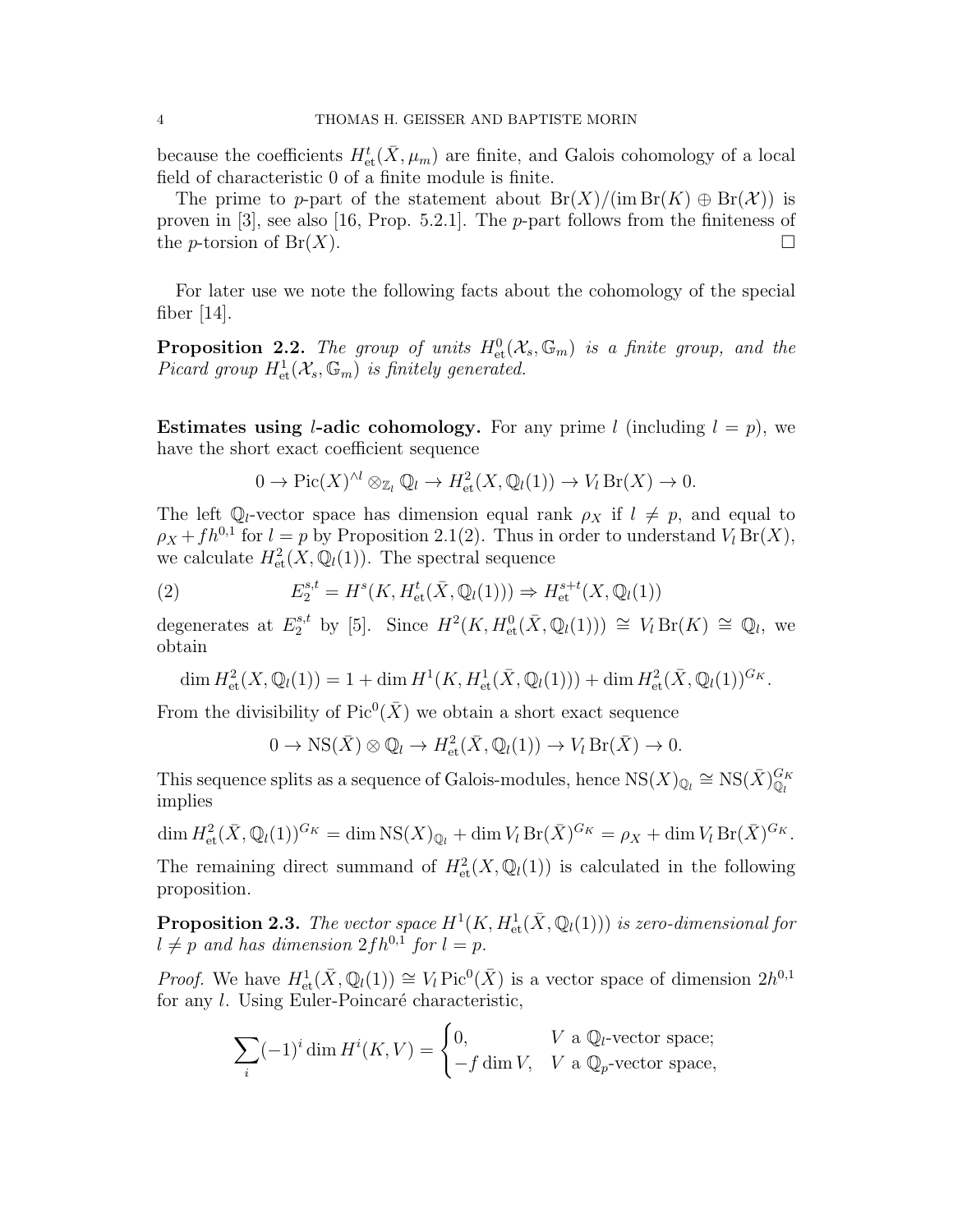because the coefficients $H^t_{\text{et}}(\bar{X}, \mu_m)$ are finite, and Galois cohomology of a local field of characteristic 0 of a finite module is finite.

The prime to $p$-part of the statement about $\text{Br}(X)/(\text{im}\,\text{Br}(K) \oplus \text{Br}(\mathcal{X}))$ is proven in [3], see also [16, Prop. 5.2.1]. The $p$-part follows from the finiteness of the $p$-torsion of $\text{Br}(X)$. □

For later use we note the following facts about the cohomology of the special fiber [14].

**Proposition 2.2.** *The group of units $H^0_{\text{et}}(\mathcal{X}_s, \mathbb{G}_m)$ is a finite group, and the Picard group $H^1_{\text{et}}(\mathcal{X}_s, \mathbb{G}_m)$ is finitely generated.*

**Estimates using $l$-adic cohomology.** For any prime $l$ (including $l = p$), we have the short exact coefficient sequence

$$0 \to \text{Pic}(X)^{\wedge l} \otimes_{\mathbb{Z}_l} \mathbb{Q}_l \to H^2_{\text{et}}(X, \mathbb{Q}_l(1)) \to V_l \,\text{Br}(X) \to 0.$$

The left $\mathbb{Q}_l$-vector space has dimension equal rank $\rho_X$ if $l \neq p$, and equal to $\rho_X + fh^{0,1}$ for $l = p$ by Proposition 2.1(2). Thus in order to understand $V_l \,\text{Br}(X)$, we calculate $H^2_{\text{et}}(X, \mathbb{Q}_l(1))$. The spectral sequence

$$E_2^{s,t} = H^s(K, H^t_{\text{et}}(\bar{X}, \mathbb{Q}_l(1))) \Rightarrow H^{s+t}_{\text{et}}(X, \mathbb{Q}_l(1)) \tag{2}$$

degenerates at $E_2^{s,t}$ by [5]. Since $H^2(K, H^0_{\text{et}}(\bar{X}, \mathbb{Q}_l(1))) \cong V_l \,\text{Br}(K) \cong \mathbb{Q}_l$, we obtain

$$\dim H^2_{\text{et}}(X, \mathbb{Q}_l(1)) = 1 + \dim H^1(K, H^1_{\text{et}}(\bar{X}, \mathbb{Q}_l(1))) + \dim H^2_{\text{et}}(\bar{X}, \mathbb{Q}_l(1))^{G_K}.$$

From the divisibility of $\text{Pic}^0(\bar{X})$ we obtain a short exact sequence

$$0 \to \text{NS}(\bar{X}) \otimes \mathbb{Q}_l \to H^2_{\text{et}}(\bar{X}, \mathbb{Q}_l(1)) \to V_l \,\text{Br}(\bar{X}) \to 0.$$

This sequence splits as a sequence of Galois-modules, hence $\text{NS}(X)_{\mathbb{Q}_l} \cong \text{NS}(\bar{X})^{G_K}_{\mathbb{Q}_l}$ implies

$$\dim H^2_{\text{et}}(\bar{X}, \mathbb{Q}_l(1))^{G_K} = \dim \text{NS}(X)_{\mathbb{Q}_l} + \dim V_l \,\text{Br}(\bar{X})^{G_K} = \rho_X + \dim V_l \,\text{Br}(\bar{X})^{G_K}.$$

The remaining direct summand of $H^2_{\text{et}}(X, \mathbb{Q}_l(1))$ is calculated in the following proposition.

**Proposition 2.3.** *The vector space $H^1(K, H^1_{\text{et}}(\bar{X}, \mathbb{Q}_l(1)))$ is zero-dimensional for $l \neq p$ and has dimension $2fh^{0,1}$ for $l = p$.*

*Proof.* We have $H^1_{\text{et}}(\bar{X}, \mathbb{Q}_l(1)) \cong V_l \,\text{Pic}^0(\bar{X})$ is a vector space of dimension $2h^{0,1}$ for any $l$. Using Euler-Poincaré characteristic,

$$\sum_i (-1)^i \dim H^i(K, V) = \begin{cases} 0, & V \text{ a } \mathbb{Q}_l\text{-vector space;} \\ -f \dim V, & V \text{ a } \mathbb{Q}_p\text{-vector space,} \end{cases}$$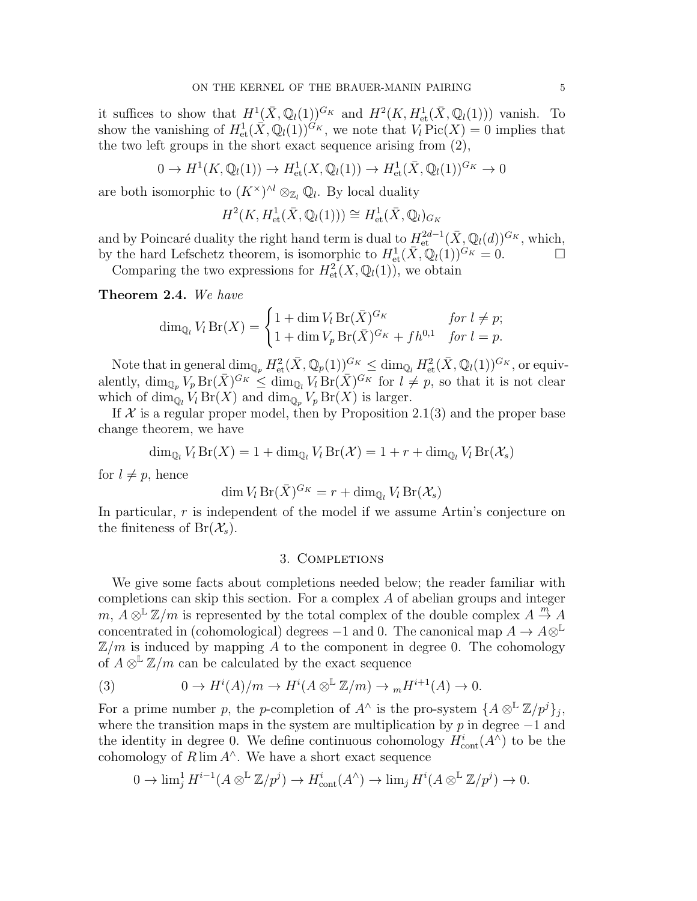it suffices to show that $H^1(\bar{X}, \mathbb{Q}_l(1))^{G_K}$ and $H^2(K, H^1_{\mathrm{et}}(\bar{X}, \mathbb{Q}_l(1)))$ vanish. To show the vanishing of $H^1_{\mathrm{et}}(\bar{X}, \mathbb{Q}_l(1))^{G_K}$, we note that $V_l \operatorname{Pic}(X) = 0$ implies that the two left groups in the short exact sequence arising from (2),

$$0 \to H^1(K, \mathbb{Q}_l(1)) \to H^1_{\mathrm{et}}(X, \mathbb{Q}_l(1)) \to H^1_{\mathrm{et}}(\bar{X}, \mathbb{Q}_l(1))^{G_K} \to 0$$

are both isomorphic to $(K^\times)^{\wedge l} \otimes_{\mathbb{Z}_l} \mathbb{Q}_l$. By local duality

$$H^2(K, H^1_{\mathrm{et}}(\bar{X}, \mathbb{Q}_l(1))) \cong H^1_{\mathrm{et}}(\bar{X}, \mathbb{Q}_l)_{G_K}$$

and by Poincaré duality the right hand term is dual to $H^{2d-1}_{\mathrm{et}}(\bar{X}, \mathbb{Q}_l(d))^{G_K}$, which, by the hard Lefschetz theorem, is isomorphic to $H^1_{\mathrm{et}}(\bar{X}, \mathbb{Q}_l(1))^{G_K} = 0$. □

Comparing the two expressions for $H^2_{\mathrm{et}}(X, \mathbb{Q}_l(1))$, we obtain

**Theorem 2.4.** *We have*

$$\dim_{\mathbb{Q}_l} V_l \operatorname{Br}(X) = \begin{cases} 1 + \dim V_l \operatorname{Br}(\bar{X})^{G_K} & \text{for } l \neq p; \\ 1 + \dim V_p \operatorname{Br}(\bar{X})^{G_K} + fh^{0,1} & \text{for } l = p. \end{cases}$$

Note that in general $\dim_{\mathbb{Q}_p} H^2_{\mathrm{et}}(\bar{X}, \mathbb{Q}_p(1))^{G_K} \leq \dim_{\mathbb{Q}_l} H^2_{\mathrm{et}}(\bar{X}, \mathbb{Q}_l(1))^{G_K}$, or equivalently, $\dim_{\mathbb{Q}_p} V_p \operatorname{Br}(\bar{X})^{G_K} \leq \dim_{\mathbb{Q}_l} V_l \operatorname{Br}(\bar{X})^{G_K}$ for $l \neq p$, so that it is not clear which of $\dim_{\mathbb{Q}_l} V_l \operatorname{Br}(X)$ and $\dim_{\mathbb{Q}_p} V_p \operatorname{Br}(X)$ is larger.

If $\mathcal{X}$ is a regular proper model, then by Proposition 2.1(3) and the proper base change theorem, we have

$$\dim_{\mathbb{Q}_l} V_l \operatorname{Br}(X) = 1 + \dim_{\mathbb{Q}_l} V_l \operatorname{Br}(\mathcal{X}) = 1 + r + \dim_{\mathbb{Q}_l} V_l \operatorname{Br}(\mathcal{X}_s)$$

for $l \neq p$, hence

$$\dim V_l \operatorname{Br}(\bar{X})^{G_K} = r + \dim_{\mathbb{Q}_l} V_l \operatorname{Br}(\mathcal{X}_s)$$

In particular, $r$ is independent of the model if we assume Artin's conjecture on the finiteness of $\operatorname{Br}(\mathcal{X}_s)$.

## 3. Completions

We give some facts about completions needed below; the reader familiar with completions can skip this section. For a complex $A$ of abelian groups and integer $m$, $A \otimes^{\mathbb{L}} \mathbb{Z}/m$ is represented by the total complex of the double complex $A \xrightarrow{m} A$ concentrated in (cohomological) degrees $-1$ and $0$. The canonical map $A \to A \otimes^{\mathbb{L}} \mathbb{Z}/m$ is induced by mapping $A$ to the component in degree 0. The cohomology of $A \otimes^{\mathbb{L}} \mathbb{Z}/m$ can be calculated by the exact sequence

$$0 \to H^i(A)/m \to H^i(A \otimes^{\mathbb{L}} \mathbb{Z}/m) \to {}_m H^{i+1}(A) \to 0. \tag{3}$$

For a prime number $p$, the $p$-completion of $A^\wedge$ is the pro-system $\{A \otimes^{\mathbb{L}} \mathbb{Z}/p^j\}_j$, where the transition maps in the system are multiplication by $p$ in degree $-1$ and the identity in degree 0. We define continuous cohomology $H^i_{\mathrm{cont}}(A^\wedge)$ to be the cohomology of $R\lim A^\wedge$. We have a short exact sequence

$$0 \to \lim^1_j H^{i-1}(A \otimes^{\mathbb{L}} \mathbb{Z}/p^j) \to H^i_{\mathrm{cont}}(A^\wedge) \to \lim_j H^i(A \otimes^{\mathbb{L}} \mathbb{Z}/p^j) \to 0.$$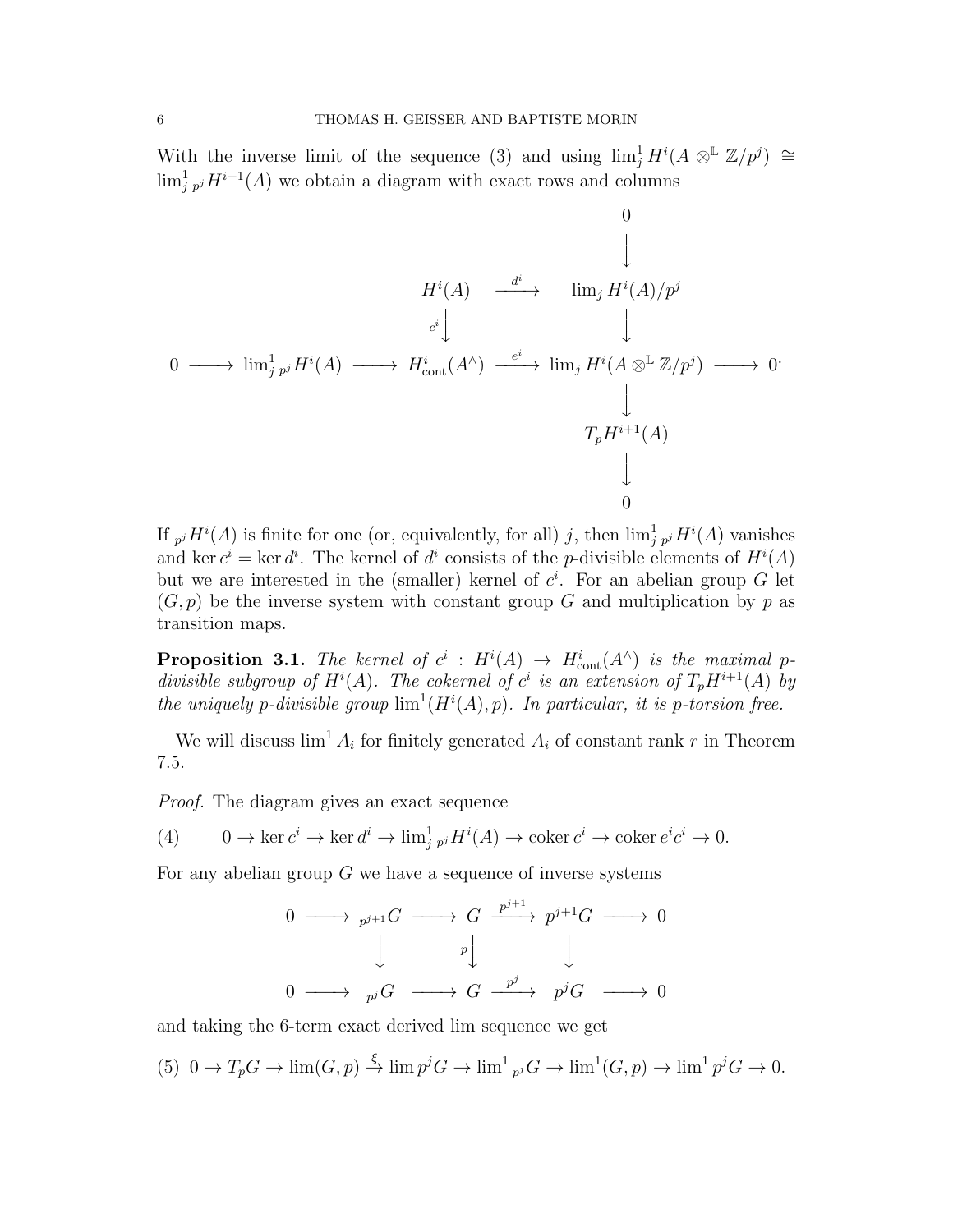With the inverse limit of the sequence (3) and using $\lim^1_j H^i(A \otimes^{\mathbb{L}} \mathbb{Z}/p^j) \cong \lim^1_j {}_{p^j}H^{i+1}(A)$ we obtain a diagram with exact rows and columns

$$
\begin{array}{ccccccccc}
 & & & & & & 0 & & \\
 & & & & & & \downarrow & & \\
 & & & & H^i(A) & \xrightarrow{d^i} & \lim_j H^i(A)/p^j & & \\
 & & & & {\scriptstyle c^i}\downarrow & & \downarrow & & \\
0 & \longrightarrow & \lim^1_j {}_{p^j}H^i(A) & \longrightarrow & H^i_{\mathrm{cont}}(A^\wedge) & \xrightarrow{e^i} & \lim_j H^i(A \otimes^{\mathbb{L}} \mathbb{Z}/p^j) & \longrightarrow & 0 \\
 & & & & & & \downarrow & & \\
 & & & & & & T_pH^{i+1}(A) & & \\
 & & & & & & \downarrow & & \\
 & & & & & & 0 & &
\end{array}
$$

If ${}_{p^j}H^i(A)$ is finite for one (or, equivalently, for all) $j$, then $\lim^1_j {}_{p^j}H^i(A)$ vanishes and $\ker c^i = \ker d^i$. The kernel of $d^i$ consists of the $p$-divisible elements of $H^i(A)$ but we are interested in the (smaller) kernel of $c^i$. For an abelian group $G$ let $(G, p)$ be the inverse system with constant group $G$ and multiplication by $p$ as transition maps.

**Proposition 3.1.** *The kernel of $c^i : H^i(A) \to H^i_{\mathrm{cont}}(A^\wedge)$ is the maximal $p$-divisible subgroup of $H^i(A)$. The cokernel of $c^i$ is an extension of $T_pH^{i+1}(A)$ by the uniquely $p$-divisible group $\lim^1(H^i(A), p)$. In particular, it is $p$-torsion free.*

We will discuss $\lim^1 A_i$ for finitely generated $A_i$ of constant rank $r$ in Theorem 7.5.

*Proof.* The diagram gives an exact sequence

$$
(4) \qquad 0 \to \ker c^i \to \ker d^i \to \lim^1_j {}_{p^j}H^i(A) \to \operatorname{coker} c^i \to \operatorname{coker} e^ic^i \to 0.
$$

For any abelian group $G$ we have a sequence of inverse systems

$$
\begin{array}{ccccccccc}
0 & \longrightarrow & {}_{p^{j+1}}G & \longrightarrow & G & \xrightarrow{p^{j+1}} & p^{j+1}G & \longrightarrow & 0 \\
 & & \downarrow & & {\scriptstyle p}\downarrow & & \downarrow & & \\
0 & \longrightarrow & {}_{p^j}G & \longrightarrow & G & \xrightarrow{p^j} & p^jG & \longrightarrow & 0
\end{array}
$$

and taking the 6-term exact derived lim sequence we get

$$
(5) \quad 0 \to T_pG \to \lim(G, p) \xrightarrow{\xi} \lim p^jG \to \lim^1 {}_{p^j}G \to \lim^1(G, p) \to \lim^1 p^jG \to 0.
$$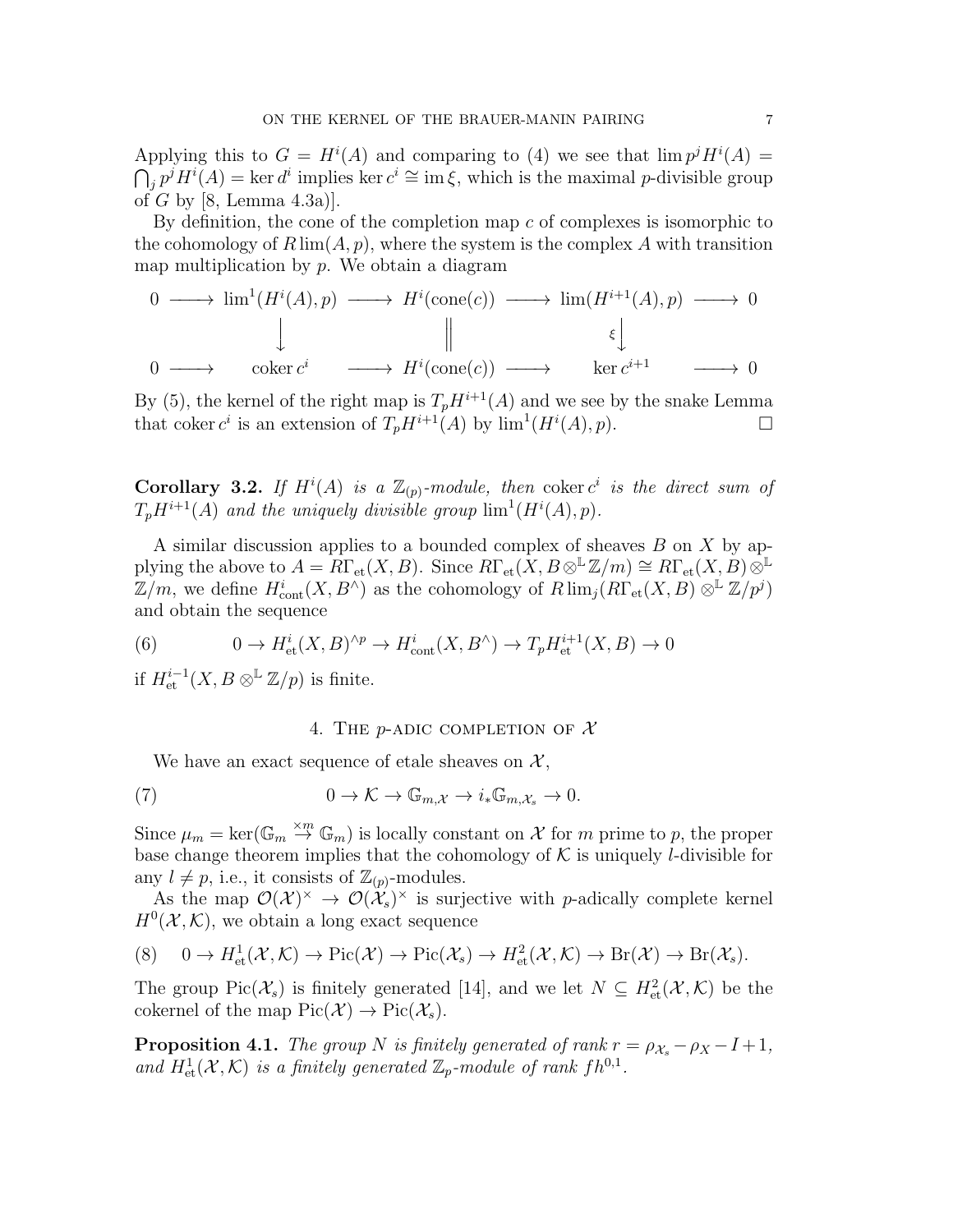Applying this to $G = H^i(A)$ and comparing to (4) we see that $\lim p^j H^i(A) = \bigcap_j p^j H^i(A) = \ker d^i$ implies $\ker c^i \cong \operatorname{im} \xi$, which is the maximal $p$-divisible group of $G$ by [8, Lemma 4.3a)].

By definition, the cone of the completion map $c$ of complexes is isomorphic to the cohomology of $R\lim(A,p)$, where the system is the complex $A$ with transition map multiplication by $p$. We obtain a diagram

$$\begin{array}{ccccccccc}
0 & \longrightarrow & \lim^1(H^i(A),p) & \longrightarrow & H^i(\mathrm{cone}(c)) & \longrightarrow & \lim(H^{i+1}(A),p) & \longrightarrow & 0 \\
 & & \downarrow & & \| & & \downarrow \xi & & \\
0 & \longrightarrow & \operatorname{coker} c^i & \longrightarrow & H^i(\mathrm{cone}(c)) & \longrightarrow & \ker c^{i+1} & \longrightarrow & 0
\end{array}$$

By (5), the kernel of the right map is $T_p H^{i+1}(A)$ and we see by the snake Lemma that $\operatorname{coker} c^i$ is an extension of $T_p H^{i+1}(A)$ by $\lim^1(H^i(A),p)$. $\square$

**Corollary 3.2.** *If $H^i(A)$ is a $\mathbb{Z}_{(p)}$-module, then $\operatorname{coker} c^i$ is the direct sum of $T_p H^{i+1}(A)$ and the uniquely divisible group $\lim^1(H^i(A),p)$.*

A similar discussion applies to a bounded complex of sheaves $B$ on $X$ by applying the above to $A = R\Gamma_{\mathrm{et}}(X,B)$. Since $R\Gamma_{\mathrm{et}}(X, B \otimes^{\mathbb{L}} \mathbb{Z}/m) \cong R\Gamma_{\mathrm{et}}(X,B) \otimes^{\mathbb{L}} \mathbb{Z}/m$, we define $H^i_{\mathrm{cont}}(X, B^\wedge)$ as the cohomology of $R\lim_j (R\Gamma_{\mathrm{et}}(X,B) \otimes^{\mathbb{L}} \mathbb{Z}/p^j)$ and obtain the sequence

$$0 \to H^i_{\mathrm{et}}(X,B)^{\wedge p} \to H^i_{\mathrm{cont}}(X,B^\wedge) \to T_p H^{i+1}_{\mathrm{et}}(X,B) \to 0 \tag{6}$$

if $H^{i-1}_{\mathrm{et}}(X, B \otimes^{\mathbb{L}} \mathbb{Z}/p)$ is finite.

## 4. The $p$-adic completion of $\mathcal{X}$

We have an exact sequence of etale sheaves on $\mathcal{X}$,

$$0 \to \mathcal{K} \to \mathbb{G}_{m,\mathcal{X}} \to i_* \mathbb{G}_{m,\mathcal{X}_s} \to 0. \tag{7}$$

Since $\mu_m = \ker(\mathbb{G}_m \stackrel{\times m}{\to} \mathbb{G}_m)$ is locally constant on $\mathcal{X}$ for $m$ prime to $p$, the proper base change theorem implies that the cohomology of $\mathcal{K}$ is uniquely $l$-divisible for any $l \neq p$, i.e., it consists of $\mathbb{Z}_{(p)}$-modules.

As the map $\mathcal{O}(\mathcal{X})^\times \to \mathcal{O}(\mathcal{X}_s)^\times$ is surjective with $p$-adically complete kernel $H^0(\mathcal{X},\mathcal{K})$, we obtain a long exact sequence

$$0 \to H^1_{\mathrm{et}}(\mathcal{X},\mathcal{K}) \to \mathrm{Pic}(\mathcal{X}) \to \mathrm{Pic}(\mathcal{X}_s) \to H^2_{\mathrm{et}}(\mathcal{X},\mathcal{K}) \to \mathrm{Br}(\mathcal{X}) \to \mathrm{Br}(\mathcal{X}_s). \tag{8}$$

The group $\mathrm{Pic}(\mathcal{X}_s)$ is finitely generated [14], and we let $N \subseteq H^2_{\mathrm{et}}(\mathcal{X},\mathcal{K})$ be the cokernel of the map $\mathrm{Pic}(\mathcal{X}) \to \mathrm{Pic}(\mathcal{X}_s)$.

**Proposition 4.1.** *The group $N$ is finitely generated of rank $r = \rho_{\mathcal{X}_s} - \rho_X - I + 1$, and $H^1_{\mathrm{et}}(\mathcal{X},\mathcal{K})$ is a finitely generated $\mathbb{Z}_p$-module of rank $fh^{0,1}$.*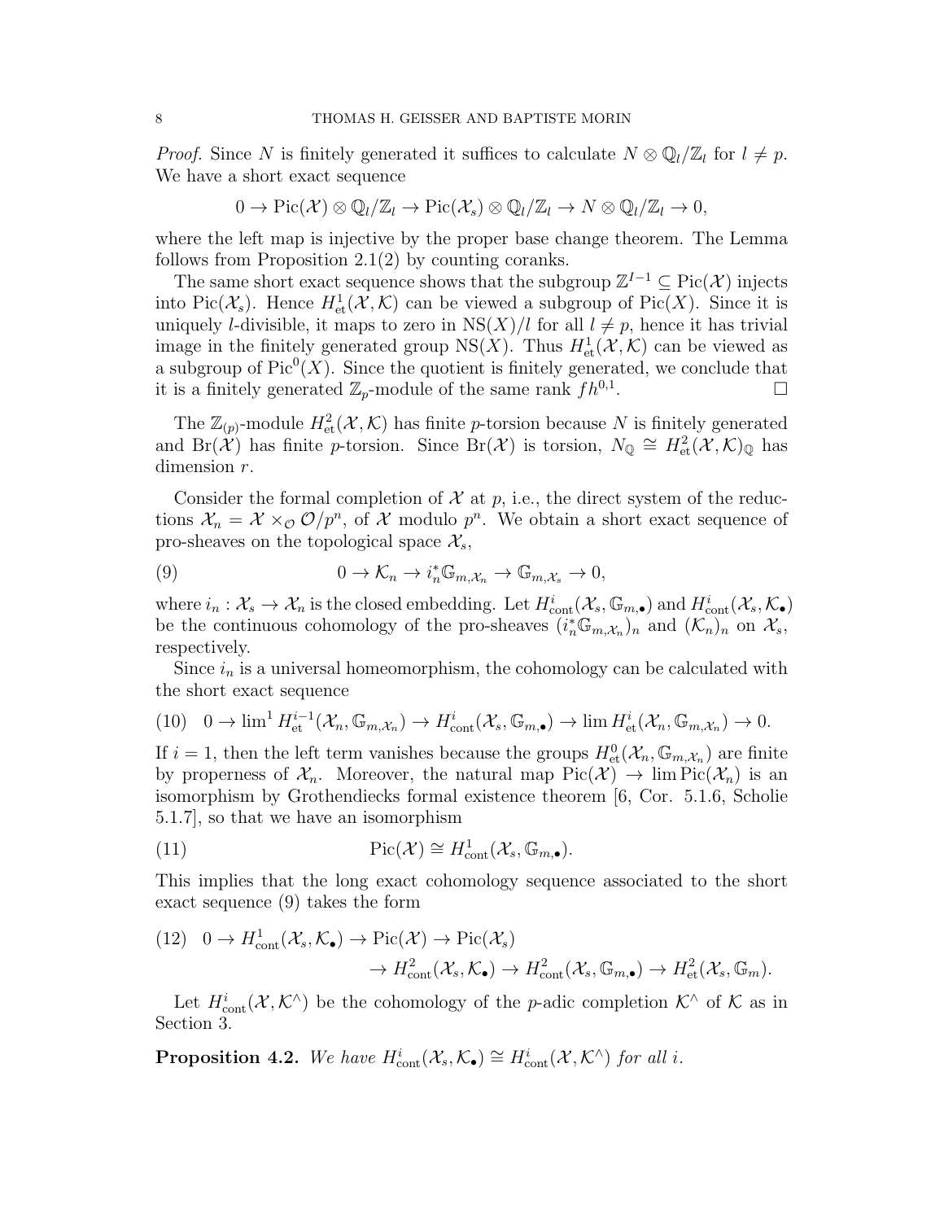*Proof.* Since $N$ is finitely generated it suffices to calculate $N \otimes \mathbb{Q}_l/\mathbb{Z}_l$ for $l \neq p$. We have a short exact sequence

$$0 \to \mathrm{Pic}(\mathcal{X}) \otimes \mathbb{Q}_l/\mathbb{Z}_l \to \mathrm{Pic}(\mathcal{X}_s) \otimes \mathbb{Q}_l/\mathbb{Z}_l \to N \otimes \mathbb{Q}_l/\mathbb{Z}_l \to 0,$$

where the left map is injective by the proper base change theorem. The Lemma follows from Proposition 2.1(2) by counting coranks.

The same short exact sequence shows that the subgroup $\mathbb{Z}^{I-1} \subseteq \mathrm{Pic}(\mathcal{X})$ injects into $\mathrm{Pic}(\mathcal{X}_s)$. Hence $H^1_{\mathrm{et}}(\mathcal{X}, \mathcal{K})$ can be viewed a subgroup of $\mathrm{Pic}(X)$. Since it is uniquely $l$-divisible, it maps to zero in $\mathrm{NS}(X)/l$ for all $l \neq p$, hence it has trivial image in the finitely generated group $\mathrm{NS}(X)$. Thus $H^1_{\mathrm{et}}(\mathcal{X}, \mathcal{K})$ can be viewed as a subgroup of $\mathrm{Pic}^0(X)$. Since the quotient is finitely generated, we conclude that it is a finitely generated $\mathbb{Z}_p$-module of the same rank $fh^{0,1}$. $\square$

The $\mathbb{Z}_{(p)}$-module $H^2_{\mathrm{et}}(\mathcal{X}, \mathcal{K})$ has finite $p$-torsion because $N$ is finitely generated and $\mathrm{Br}(\mathcal{X})$ has finite $p$-torsion. Since $\mathrm{Br}(\mathcal{X})$ is torsion, $N_{\mathbb{Q}} \cong H^2_{\mathrm{et}}(\mathcal{X}, \mathcal{K})_{\mathbb{Q}}$ has dimension $r$.

Consider the formal completion of $\mathcal{X}$ at $p$, i.e., the direct system of the reductions $\mathcal{X}_n = \mathcal{X} \times_{\mathcal{O}} \mathcal{O}/p^n$, of $\mathcal{X}$ modulo $p^n$. We obtain a short exact sequence of pro-sheaves on the topological space $\mathcal{X}_s$,

$$0 \to \mathcal{K}_n \to i_n^* \mathbb{G}_{m,\mathcal{X}_n} \to \mathbb{G}_{m,\mathcal{X}_s} \to 0, \tag{9}$$

where $i_n : \mathcal{X}_s \to \mathcal{X}_n$ is the closed embedding. Let $H^i_{\mathrm{cont}}(\mathcal{X}_s, \mathbb{G}_{m,\bullet})$ and $H^i_{\mathrm{cont}}(\mathcal{X}_s, \mathcal{K}_\bullet)$ be the continuous cohomology of the pro-sheaves $(i_n^*\mathbb{G}_{m,\mathcal{X}_n})_n$ and $(\mathcal{K}_n)_n$ on $\mathcal{X}_s$, respectively.

Since $i_n$ is a universal homeomorphism, the cohomology can be calculated with the short exact sequence

$$0 \to \lim{}^1 H^{i-1}_{\mathrm{et}}(\mathcal{X}_n, \mathbb{G}_{m,\mathcal{X}_n}) \to H^i_{\mathrm{cont}}(\mathcal{X}_s, \mathbb{G}_{m,\bullet}) \to \lim H^i_{\mathrm{et}}(\mathcal{X}_n, \mathbb{G}_{m,\mathcal{X}_n}) \to 0. \tag{10}$$

If $i = 1$, then the left term vanishes because the groups $H^0_{\mathrm{et}}(\mathcal{X}_n, \mathbb{G}_{m,\mathcal{X}_n})$ are finite by properness of $\mathcal{X}_n$. Moreover, the natural map $\mathrm{Pic}(\mathcal{X}) \to \lim \mathrm{Pic}(\mathcal{X}_n)$ is an isomorphism by Grothendiecks formal existence theorem [6, Cor. 5.1.6, Scholie 5.1.7], so that we have an isomorphism

$$\mathrm{Pic}(\mathcal{X}) \cong H^1_{\mathrm{cont}}(\mathcal{X}_s, \mathbb{G}_{m,\bullet}). \tag{11}$$

This implies that the long exact cohomology sequence associated to the short exact sequence (9) takes the form

$$\begin{aligned} 0 \to H^1_{\mathrm{cont}}(\mathcal{X}_s, \mathcal{K}_\bullet) \to \mathrm{Pic}(\mathcal{X}) \to \mathrm{Pic}(\mathcal{X}_s) \\ \to H^2_{\mathrm{cont}}(\mathcal{X}_s, \mathcal{K}_\bullet) \to H^2_{\mathrm{cont}}(\mathcal{X}_s, \mathbb{G}_{m,\bullet}) \to H^2_{\mathrm{et}}(\mathcal{X}_s, \mathbb{G}_m). \end{aligned} \tag{12}$$

Let $H^i_{\mathrm{cont}}(\mathcal{X}, \mathcal{K}^\wedge)$ be the cohomology of the $p$-adic completion $\mathcal{K}^\wedge$ of $\mathcal{K}$ as in Section 3.

**Proposition 4.2.** *We have $H^i_{\mathrm{cont}}(\mathcal{X}_s, \mathcal{K}_\bullet) \cong H^i_{\mathrm{cont}}(\mathcal{X}, \mathcal{K}^\wedge)$ for all $i$.*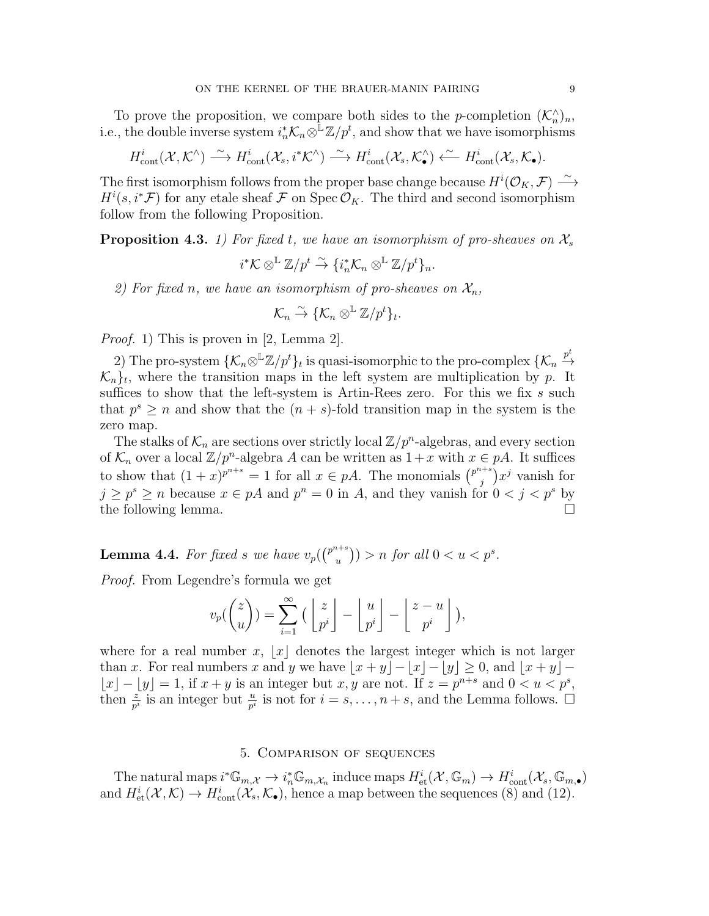To prove the proposition, we compare both sides to the $p$-completion $(\mathcal{K}_n^\wedge)_n$, i.e., the double inverse system $i_n^*\mathcal{K}_n \otimes^{\mathbb{L}} \mathbb{Z}/p^t$, and show that we have isomorphisms

$$H^i_{\mathrm{cont}}(\mathcal{X}, \mathcal{K}^\wedge) \xrightarrow{\sim} H^i_{\mathrm{cont}}(\mathcal{X}_s, i^*\mathcal{K}^\wedge) \xrightarrow{\sim} H^i_{\mathrm{cont}}(\mathcal{X}_s, \mathcal{K}_\bullet^\wedge) \xleftarrow{\sim} H^i_{\mathrm{cont}}(\mathcal{X}_s, \mathcal{K}_\bullet).$$

The first isomorphism follows from the proper base change because $H^i(\mathcal{O}_K, \mathcal{F}) \xrightarrow{\sim} H^i(s, i^*\mathcal{F})$ for any etale sheaf $\mathcal{F}$ on $\operatorname{Spec} \mathcal{O}_K$. The third and second isomorphism follow from the following Proposition.

**Proposition 4.3.** *1) For fixed $t$, we have an isomorphism of pro-sheaves on $\mathcal{X}_s$*

$$i^*\mathcal{K} \otimes^{\mathbb{L}} \mathbb{Z}/p^t \xrightarrow{\sim} \{i_n^*\mathcal{K}_n \otimes^{\mathbb{L}} \mathbb{Z}/p^t\}_n.$$

*2) For fixed $n$, we have an isomorphism of pro-sheaves on $\mathcal{X}_n$,*

$$\mathcal{K}_n \xrightarrow{\sim} \{\mathcal{K}_n \otimes^{\mathbb{L}} \mathbb{Z}/p^t\}_t.$$

*Proof.* 1) This is proven in [2, Lemma 2].

2) The pro-system $\{\mathcal{K}_n \otimes^{\mathbb{L}} \mathbb{Z}/p^t\}_t$ is quasi-isomorphic to the pro-complex $\{\mathcal{K}_n \xrightarrow{p^t} \mathcal{K}_n\}_t$, where the transition maps in the left system are multiplication by $p$. It suffices to show that the left-system is Artin-Rees zero. For this we fix $s$ such that $p^s \geq n$ and show that the $(n+s)$-fold transition map in the system is the zero map.

The stalks of $\mathcal{K}_n$ are sections over strictly local $\mathbb{Z}/p^n$-algebras, and every section of $\mathcal{K}_n$ over a local $\mathbb{Z}/p^n$-algebra $A$ can be written as $1+x$ with $x \in pA$. It suffices to show that $(1+x)^{p^{n+s}} = 1$ for all $x \in pA$. The monomials $\binom{p^{n+s}}{j}x^j$ vanish for $j \geq p^s \geq n$ because $x \in pA$ and $p^n = 0$ in $A$, and they vanish for $0 < j < p^s$ by the following lemma. $\square$

**Lemma 4.4.** *For fixed $s$ we have $v_p(\binom{p^{n+s}}{u}) > n$ for all $0 < u < p^s$.*

*Proof.* From Legendre's formula we get

$$v_p(\binom{z}{u}) = \sum_{i=1}^{\infty} \big( \Big\lfloor \frac{z}{p^i} \Big\rfloor - \Big\lfloor \frac{u}{p^i} \Big\rfloor - \Big\lfloor \frac{z-u}{p^i} \Big\rfloor \big),$$

where for a real number $x$, $\lfloor x \rfloor$ denotes the largest integer which is not larger than $x$. For real numbers $x$ and $y$ we have $\lfloor x+y \rfloor - \lfloor x \rfloor - \lfloor y \rfloor \geq 0$, and $\lfloor x+y \rfloor - \lfloor x \rfloor - \lfloor y \rfloor = 1$, if $x+y$ is an integer but $x, y$ are not. If $z = p^{n+s}$ and $0 < u < p^s$, then $\frac{z}{p^i}$ is an integer but $\frac{u}{p^i}$ is not for $i = s, \dots, n+s$, and the Lemma follows. $\square$

## 5. Comparison of sequences

The natural maps $i^*\mathbb{G}_{m,\mathcal{X}} \to i_n^*\mathbb{G}_{m,\mathcal{X}_n}$ induce maps $H^i_{\mathrm{et}}(\mathcal{X}, \mathbb{G}_m) \to H^i_{\mathrm{cont}}(\mathcal{X}_s, \mathbb{G}_{m,\bullet})$ and $H^i_{\mathrm{et}}(\mathcal{X}, \mathcal{K}) \to H^i_{\mathrm{cont}}(\mathcal{X}_s, \mathcal{K}_\bullet)$, hence a map between the sequences (8) and (12).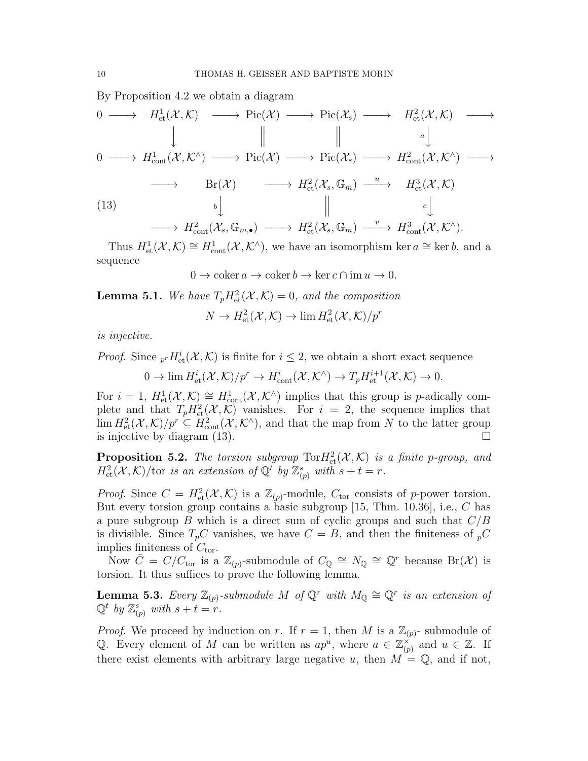By Proposition 4.2 we obtain a diagram

$$
\begin{array}{ccccccccc}
0 & \longrightarrow & H^1_{\mathrm{et}}(\mathcal{X},\mathcal{K}) & \longrightarrow & \mathrm{Pic}(\mathcal{X}) & \longrightarrow & \mathrm{Pic}(\mathcal{X}_s) & \longrightarrow & H^2_{\mathrm{et}}(\mathcal{X},\mathcal{K}) & \longrightarrow \\
 & & \downarrow & & \| & & \| & & \downarrow{\scriptstyle a} & \\
0 & \longrightarrow & H^1_{\mathrm{cont}}(\mathcal{X},\mathcal{K}^\wedge) & \longrightarrow & \mathrm{Pic}(\mathcal{X}) & \longrightarrow & \mathrm{Pic}(\mathcal{X}_s) & \longrightarrow & H^2_{\mathrm{cont}}(\mathcal{X},\mathcal{K}^\wedge) & \longrightarrow
\end{array}
$$

$$
\begin{array}{ccccccc}
\longrightarrow & \mathrm{Br}(\mathcal{X}) & \longrightarrow & H^2_{\mathrm{et}}(\mathcal{X}_s,\mathbb{G}_m) & \xrightarrow{u} & H^3_{\mathrm{et}}(\mathcal{X},\mathcal{K}) \\
 & \downarrow{\scriptstyle b} & & \| & & \downarrow{\scriptstyle c} \\
\longrightarrow & H^2_{\mathrm{cont}}(\mathcal{X}_s,\mathbb{G}_{m,\bullet}) & \longrightarrow & H^2_{\mathrm{et}}(\mathcal{X}_s,\mathbb{G}_m) & \xrightarrow{v} & H^3_{\mathrm{cont}}(\mathcal{X},\mathcal{K}^\wedge).
\end{array}
\tag{13}
$$

Thus $H^1_{\mathrm{et}}(\mathcal{X},\mathcal{K}) \cong H^1_{\mathrm{cont}}(\mathcal{X},\mathcal{K}^\wedge)$, we have an isomorphism $\ker a \cong \ker b$, and a sequence

$$0 \to \operatorname{coker} a \to \operatorname{coker} b \to \ker c \cap \operatorname{im} u \to 0.$$

**Lemma 5.1.** *We have $T_p H^2_{\mathrm{et}}(\mathcal{X},\mathcal{K}) = 0$, and the composition*

$$N \to H^2_{\mathrm{et}}(\mathcal{X},\mathcal{K}) \to \lim H^2_{\mathrm{et}}(\mathcal{X},\mathcal{K})/p^r$$

*is injective.*

*Proof.* Since ${}_{p^r}H^i_{\mathrm{et}}(\mathcal{X},\mathcal{K})$ is finite for $i \le 2$, we obtain a short exact sequence

$$0 \to \lim H^i_{\mathrm{et}}(\mathcal{X},\mathcal{K})/p^r \to H^i_{\mathrm{cont}}(\mathcal{X},\mathcal{K}^\wedge) \to T_p H^{i+1}_{\mathrm{et}}(\mathcal{X},\mathcal{K}) \to 0.$$

For $i = 1$, $H^1_{\mathrm{et}}(\mathcal{X},\mathcal{K}) \cong H^1_{\mathrm{cont}}(\mathcal{X},\mathcal{K}^\wedge)$ implies that this group is $p$-adically complete and that $T_p H^2_{\mathrm{et}}(\mathcal{X},\mathcal{K})$ vanishes. For $i = 2$, the sequence implies that $\lim H^2_{\mathrm{et}}(\mathcal{X},\mathcal{K})/p^r \subseteq H^2_{\mathrm{cont}}(\mathcal{X},\mathcal{K}^\wedge)$, and that the map from $N$ to the latter group is injective by diagram (13). $\square$

**Proposition 5.2.** *The torsion subgroup $\mathrm{Tor} H^2_{\mathrm{et}}(\mathcal{X},\mathcal{K})$ is a finite $p$-group, and $H^2_{\mathrm{et}}(\mathcal{X},\mathcal{K})/\mathrm{tor}$ is an extension of $\mathbb{Q}^t$ by $\mathbb{Z}^s_{(p)}$ with $s + t = r$.*

*Proof.* Since $C = H^2_{\mathrm{et}}(\mathcal{X},\mathcal{K})$ is a $\mathbb{Z}_{(p)}$-module, $C_{\mathrm{tor}}$ consists of $p$-power torsion. But every torsion group contains a basic subgroup [15, Thm. 10.36], i.e., $C$ has a pure subgroup $B$ which is a direct sum of cyclic groups and such that $C/B$ is divisible. Since $T_p C$ vanishes, we have $C = B$, and then the finiteness of ${}_pC$ implies finiteness of $C_{\mathrm{tor}}$.

Now $\bar{C} = C/C_{\mathrm{tor}}$ is a $\mathbb{Z}_{(p)}$-submodule of $C_{\mathbb{Q}} \cong N_{\mathbb{Q}} \cong \mathbb{Q}^r$ because $\mathrm{Br}(\mathcal{X})$ is torsion. It thus suffices to prove the following lemma.

**Lemma 5.3.** *Every $\mathbb{Z}_{(p)}$-submodule $M$ of $\mathbb{Q}^r$ with $M_{\mathbb{Q}} \cong \mathbb{Q}^r$ is an extension of $\mathbb{Q}^t$ by $\mathbb{Z}^s_{(p)}$ with $s + t = r$.*

*Proof.* We proceed by induction on $r$. If $r = 1$, then $M$ is a $\mathbb{Z}_{(p)}$- submodule of $\mathbb{Q}$. Every element of $M$ can be written as $ap^u$, where $a \in \mathbb{Z}^\times_{(p)}$ and $u \in \mathbb{Z}$. If there exist elements with arbitrary large negative $u$, then $M = \mathbb{Q}$, and if not,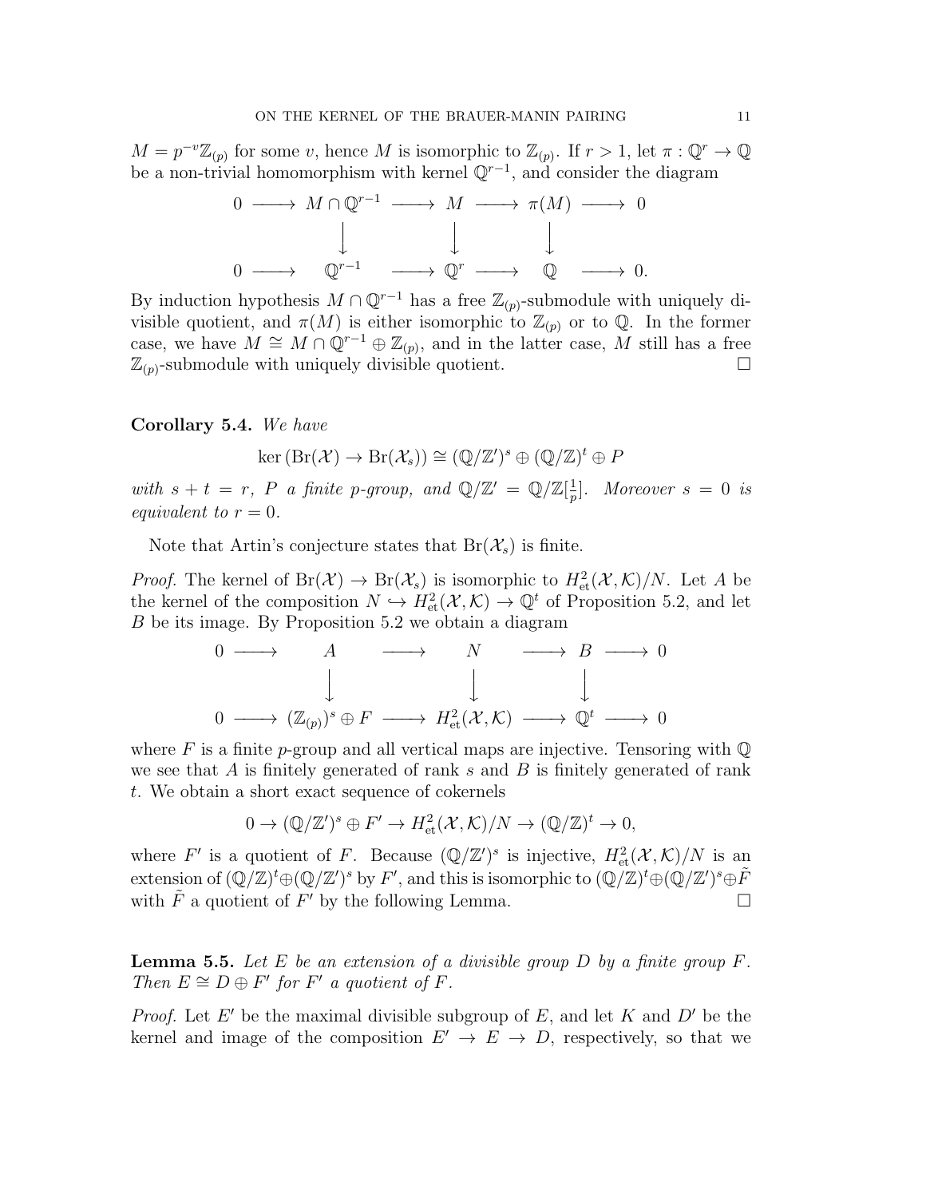$M = p^{-v}\mathbb{Z}_{(p)}$ for some $v$, hence $M$ is isomorphic to $\mathbb{Z}_{(p)}$. If $r > 1$, let $\pi : \mathbb{Q}^r \to \mathbb{Q}$ be a non-trivial homomorphism with kernel $\mathbb{Q}^{r-1}$, and consider the diagram

$$
\begin{array}{ccccccccc}
0 & \longrightarrow & M \cap \mathbb{Q}^{r-1} & \longrightarrow & M & \longrightarrow & \pi(M) & \longrightarrow & 0 \\
 & & \downarrow & & \downarrow & & \downarrow & & \\
0 & \longrightarrow & \mathbb{Q}^{r-1} & \longrightarrow & \mathbb{Q}^r & \longrightarrow & \mathbb{Q} & \longrightarrow & 0.
\end{array}
$$

By induction hypothesis $M \cap \mathbb{Q}^{r-1}$ has a free $\mathbb{Z}_{(p)}$-submodule with uniquely divisible quotient, and $\pi(M)$ is either isomorphic to $\mathbb{Z}_{(p)}$ or to $\mathbb{Q}$. In the former case, we have $M \cong M \cap \mathbb{Q}^{r-1} \oplus \mathbb{Z}_{(p)}$, and in the latter case, $M$ still has a free $\mathbb{Z}_{(p)}$-submodule with uniquely divisible quotient. $\square$

**Corollary 5.4.** *We have*

$$\ker\left(\mathrm{Br}(\mathcal{X}) \to \mathrm{Br}(\mathcal{X}_s)\right) \cong (\mathbb{Q}/\mathbb{Z}')^s \oplus (\mathbb{Q}/\mathbb{Z})^t \oplus P$$

*with $s + t = r$, $P$ a finite $p$-group, and $\mathbb{Q}/\mathbb{Z}' = \mathbb{Q}/\mathbb{Z}[\frac{1}{p}]$. Moreover $s = 0$ is equivalent to $r = 0$.*

Note that Artin's conjecture states that $\mathrm{Br}(\mathcal{X}_s)$ is finite.

*Proof.* The kernel of $\mathrm{Br}(\mathcal{X}) \to \mathrm{Br}(\mathcal{X}_s)$ is isomorphic to $H^2_{\mathrm{et}}(\mathcal{X}, \mathcal{K})/N$. Let $A$ be the kernel of the composition $N \hookrightarrow H^2_{\mathrm{et}}(\mathcal{X}, \mathcal{K}) \to \mathbb{Q}^t$ of Proposition 5.2, and let $B$ be its image. By Proposition 5.2 we obtain a diagram

$$
\begin{array}{ccccccccc}
0 & \longrightarrow & A & \longrightarrow & N & \longrightarrow & B & \longrightarrow & 0 \\
 & & \downarrow & & \downarrow & & \downarrow & & \\
0 & \longrightarrow & (\mathbb{Z}_{(p)})^s \oplus F & \longrightarrow & H^2_{\mathrm{et}}(\mathcal{X}, \mathcal{K}) & \longrightarrow & \mathbb{Q}^t & \longrightarrow & 0
\end{array}
$$

where $F$ is a finite $p$-group and all vertical maps are injective. Tensoring with $\mathbb{Q}$ we see that $A$ is finitely generated of rank $s$ and $B$ is finitely generated of rank $t$. We obtain a short exact sequence of cokernels

$$0 \to (\mathbb{Q}/\mathbb{Z}')^s \oplus F' \to H^2_{\mathrm{et}}(\mathcal{X}, \mathcal{K})/N \to (\mathbb{Q}/\mathbb{Z})^t \to 0,$$

where $F'$ is a quotient of $F$. Because $(\mathbb{Q}/\mathbb{Z}')^s$ is injective, $H^2_{\mathrm{et}}(\mathcal{X}, \mathcal{K})/N$ is an extension of $(\mathbb{Q}/\mathbb{Z})^t \oplus (\mathbb{Q}/\mathbb{Z}')^s$ by $F'$, and this is isomorphic to $(\mathbb{Q}/\mathbb{Z})^t \oplus (\mathbb{Q}/\mathbb{Z}')^s \oplus \tilde{F}$ with $\tilde{F}$ a quotient of $F'$ by the following Lemma. $\square$

**Lemma 5.5.** *Let $E$ be an extension of a divisible group $D$ by a finite group $F$. Then $E \cong D \oplus F'$ for $F'$ a quotient of $F$.*

*Proof.* Let $E'$ be the maximal divisible subgroup of $E$, and let $K$ and $D'$ be the kernel and image of the composition $E' \to E \to D$, respectively, so that we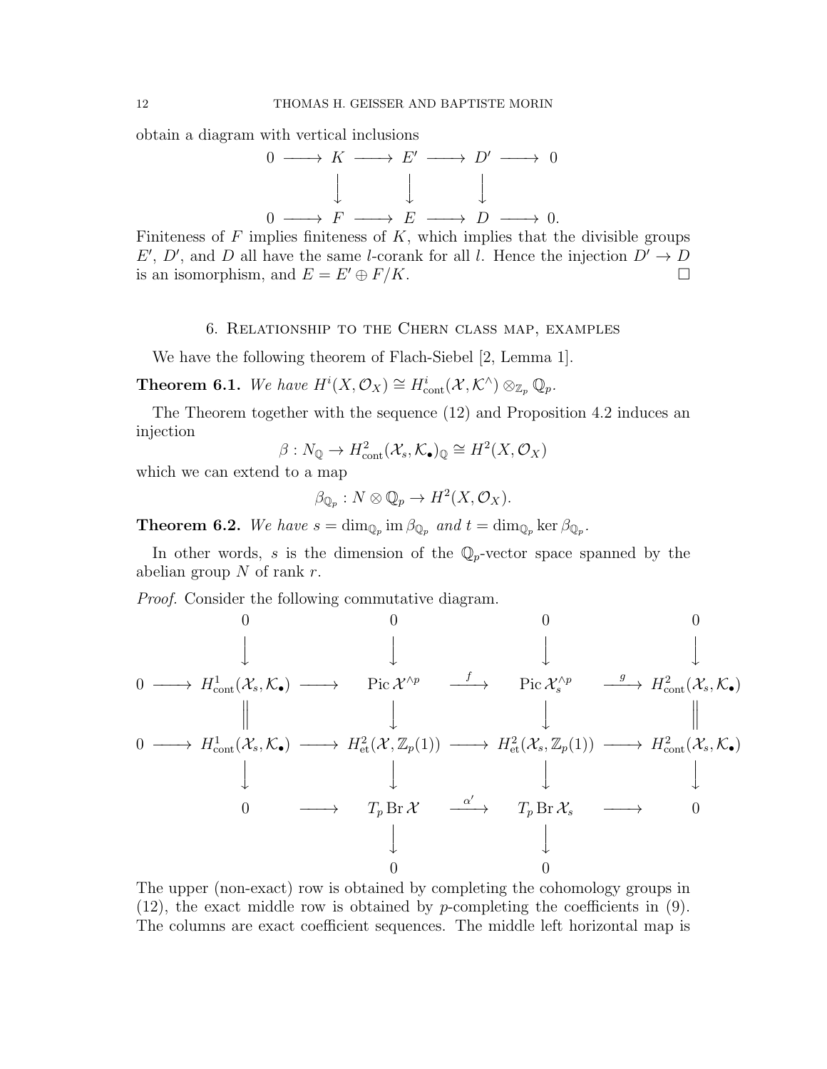obtain a diagram with vertical inclusions

$$
\begin{array}{ccccccccc}
0 & \longrightarrow & K & \longrightarrow & E' & \longrightarrow & D' & \longrightarrow & 0 \\
 & & \downarrow & & \downarrow & & \downarrow & & \\
0 & \longrightarrow & F & \longrightarrow & E & \longrightarrow & D & \longrightarrow & 0.
\end{array}
$$

Finiteness of $F$ implies finiteness of $K$, which implies that the divisible groups $E'$, $D'$, and $D$ all have the same $l$-corank for all $l$. Hence the injection $D' \to D$ is an isomorphism, and $E = E' \oplus F/K$. □

## 6. Relationship to the Chern class map, examples

We have the following theorem of Flach-Siebel [2, Lemma 1].

**Theorem 6.1.** *We have $H^i(X, \mathcal{O}_X) \cong H^i_{\mathrm{cont}}(\mathcal{X}, \mathcal{K}^\wedge) \otimes_{\mathbb{Z}_p} \mathbb{Q}_p$.*

The Theorem together with the sequence (12) and Proposition 4.2 induces an injection

$$\beta : N_{\mathbb{Q}} \to H^2_{\mathrm{cont}}(\mathcal{X}_s, \mathcal{K}_\bullet)_{\mathbb{Q}} \cong H^2(X, \mathcal{O}_X)$$

which we can extend to a map

$$\beta_{\mathbb{Q}_p} : N \otimes \mathbb{Q}_p \to H^2(X, \mathcal{O}_X).$$

**Theorem 6.2.** *We have $s = \dim_{\mathbb{Q}_p} \operatorname{im} \beta_{\mathbb{Q}_p}$ and $t = \dim_{\mathbb{Q}_p} \ker \beta_{\mathbb{Q}_p}$.*

In other words, $s$ is the dimension of the $\mathbb{Q}_p$-vector space spanned by the abelian group $N$ of rank $r$.

*Proof.* Consider the following commutative diagram.

$$
\begin{array}{ccccccccc}
 & & 0 & & 0 & & 0 & & 0 \\
 & & \downarrow & & \downarrow & & \downarrow & & \downarrow \\
0 & \longrightarrow & H^1_{\mathrm{cont}}(\mathcal{X}_s, \mathcal{K}_\bullet) & \longrightarrow & \operatorname{Pic} \mathcal{X}^{\wedge p} & \xrightarrow{f} & \operatorname{Pic} \mathcal{X}_s^{\wedge p} & \xrightarrow{g} & H^2_{\mathrm{cont}}(\mathcal{X}_s, \mathcal{K}_\bullet) \\
 & & \| & & \downarrow & & \downarrow & & \| \\
0 & \longrightarrow & H^1_{\mathrm{cont}}(\mathcal{X}_s, \mathcal{K}_\bullet) & \longrightarrow & H^2_{\mathrm{et}}(\mathcal{X}, \mathbb{Z}_p(1)) & \longrightarrow & H^2_{\mathrm{et}}(\mathcal{X}_s, \mathbb{Z}_p(1)) & \longrightarrow & H^2_{\mathrm{cont}}(\mathcal{X}_s, \mathcal{K}_\bullet) \\
 & & \downarrow & & \downarrow & & \downarrow & & \downarrow \\
 & & 0 & \longrightarrow & T_p \operatorname{Br} \mathcal{X} & \xrightarrow{\alpha'} & T_p \operatorname{Br} \mathcal{X}_s & \longrightarrow & 0 \\
 & & & & \downarrow & & \downarrow & & \\
 & & & & 0 & & 0 & &
\end{array}
$$

The upper (non-exact) row is obtained by completing the cohomology groups in (12), the exact middle row is obtained by $p$-completing the coefficients in (9). The columns are exact coefficient sequences. The middle left horizontal map is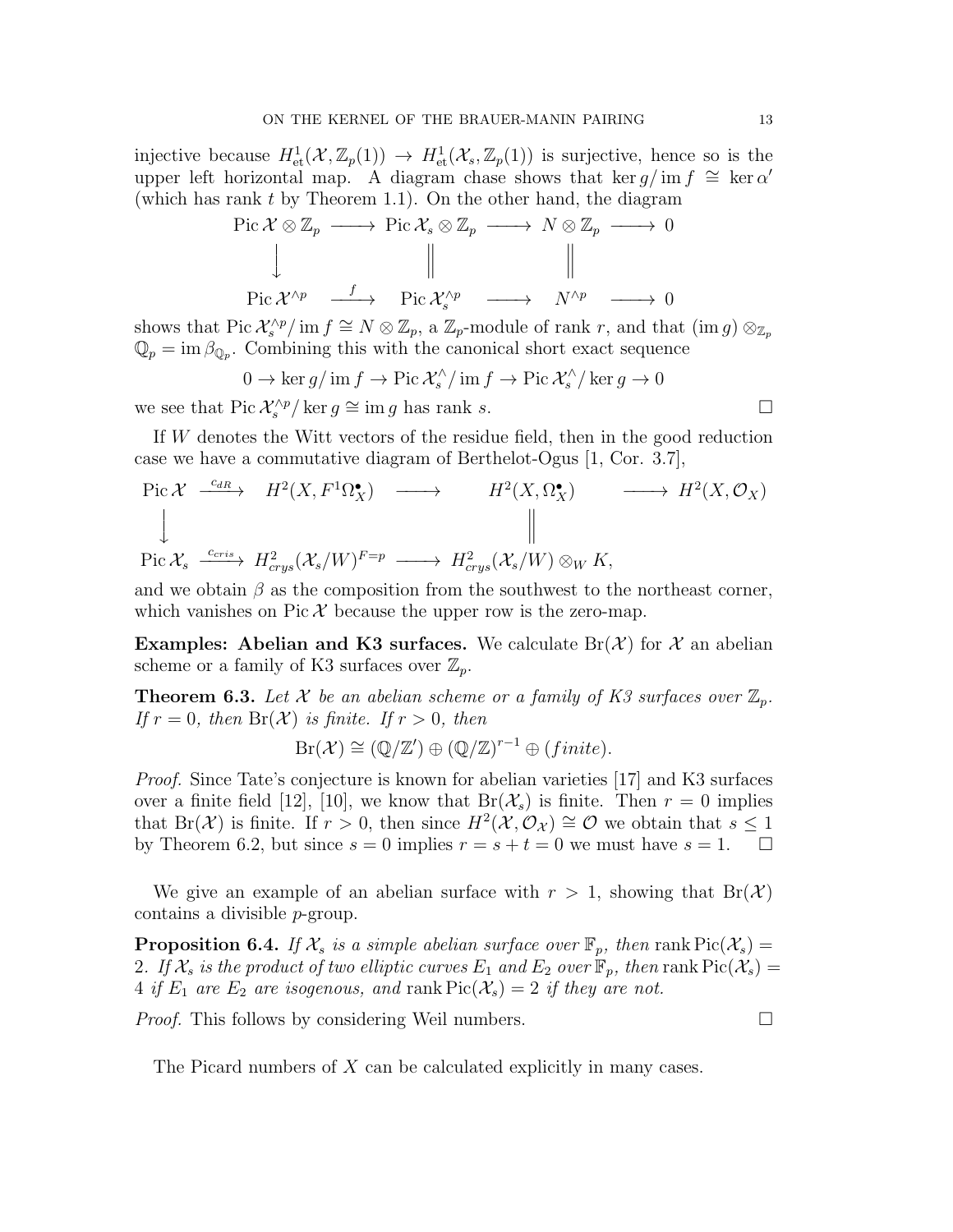injective because $H^1_{\text{et}}(\mathcal{X}, \mathbb{Z}_p(1)) \to H^1_{\text{et}}(\mathcal{X}_s, \mathbb{Z}_p(1))$ is surjective, hence so is the upper left horizontal map. A diagram chase shows that $\ker g / \operatorname{im} f \cong \ker \alpha'$ (which has rank $t$ by Theorem 1.1). On the other hand, the diagram

$$\begin{array}{ccccccc}
\operatorname{Pic} \mathcal{X} \otimes \mathbb{Z}_p & \longrightarrow & \operatorname{Pic} \mathcal{X}_s \otimes \mathbb{Z}_p & \longrightarrow & N \otimes \mathbb{Z}_p & \longrightarrow & 0 \\
\downarrow & & \| & & \| & & \\
\operatorname{Pic} \mathcal{X}^{\wedge p} & \xrightarrow{f} & \operatorname{Pic} \mathcal{X}_s^{\wedge p} & \longrightarrow & N^{\wedge p} & \longrightarrow & 0
\end{array}$$

shows that $\operatorname{Pic} \mathcal{X}_s^{\wedge p} / \operatorname{im} f \cong N \otimes \mathbb{Z}_p$, a $\mathbb{Z}_p$-module of rank $r$, and that $(\operatorname{im} g) \otimes_{\mathbb{Z}_p} \mathbb{Q}_p = \operatorname{im} \beta_{\mathbb{Q}_p}$. Combining this with the canonical short exact sequence

$$0 \to \ker g / \operatorname{im} f \to \operatorname{Pic} \mathcal{X}_s^{\wedge} / \operatorname{im} f \to \operatorname{Pic} \mathcal{X}_s^{\wedge} / \ker g \to 0$$

we see that $\operatorname{Pic} \mathcal{X}_s^{\wedge p} / \ker g \cong \operatorname{im} g$ has rank $s$. $\square$

If $W$ denotes the Witt vectors of the residue field, then in the good reduction case we have a commutative diagram of Berthelot-Ogus [1, Cor. 3.7],

$$\begin{array}{ccccccc}
\operatorname{Pic} \mathcal{X} & \xrightarrow{c_{dR}} & H^2(X, F^1\Omega_X^\bullet) & \longrightarrow & H^2(X, \Omega_X^\bullet) & \longrightarrow & H^2(X, \mathcal{O}_X) \\
\downarrow & & & & \| & & \\
\operatorname{Pic} \mathcal{X}_s & \xrightarrow{c_{cris}} & H^2_{crys}(\mathcal{X}_s/W)^{F=p} & \longrightarrow & H^2_{crys}(\mathcal{X}_s/W) \otimes_W K, & &
\end{array}$$

and we obtain $\beta$ as the composition from the southwest to the northeast corner, which vanishes on $\operatorname{Pic} \mathcal{X}$ because the upper row is the zero-map.

**Examples: Abelian and K3 surfaces.** We calculate $\operatorname{Br}(\mathcal{X})$ for $\mathcal{X}$ an abelian scheme or a family of K3 surfaces over $\mathbb{Z}_p$.

**Theorem 6.3.** *Let $\mathcal{X}$ be an abelian scheme or a family of K3 surfaces over $\mathbb{Z}_p$. If $r = 0$, then $\operatorname{Br}(\mathcal{X})$ is finite. If $r > 0$, then*

$$\operatorname{Br}(\mathcal{X}) \cong (\mathbb{Q}/\mathbb{Z}') \oplus (\mathbb{Q}/\mathbb{Z})^{r-1} \oplus (finite).$$

*Proof.* Since Tate's conjecture is known for abelian varieties [17] and K3 surfaces over a finite field [12], [10], we know that $\operatorname{Br}(\mathcal{X}_s)$ is finite. Then $r = 0$ implies that $\operatorname{Br}(\mathcal{X})$ is finite. If $r > 0$, then since $H^2(\mathcal{X}, \mathcal{O}_{\mathcal{X}}) \cong \mathcal{O}$ we obtain that $s \leq 1$ by Theorem 6.2, but since $s = 0$ implies $r = s + t = 0$ we must have $s = 1$. $\square$

We give an example of an abelian surface with $r > 1$, showing that $\operatorname{Br}(\mathcal{X})$ contains a divisible $p$-group.

**Proposition 6.4.** *If $\mathcal{X}_s$ is a simple abelian surface over $\mathbb{F}_p$, then $\operatorname{rank} \operatorname{Pic}(\mathcal{X}_s) = 2$. If $\mathcal{X}_s$ is the product of two elliptic curves $E_1$ and $E_2$ over $\mathbb{F}_p$, then $\operatorname{rank} \operatorname{Pic}(\mathcal{X}_s) = 4$ if $E_1$ are $E_2$ are isogenous, and $\operatorname{rank} \operatorname{Pic}(\mathcal{X}_s) = 2$ if they are not.*

*Proof.* This follows by considering Weil numbers. $\square$

The Picard numbers of $X$ can be calculated explicitly in many cases.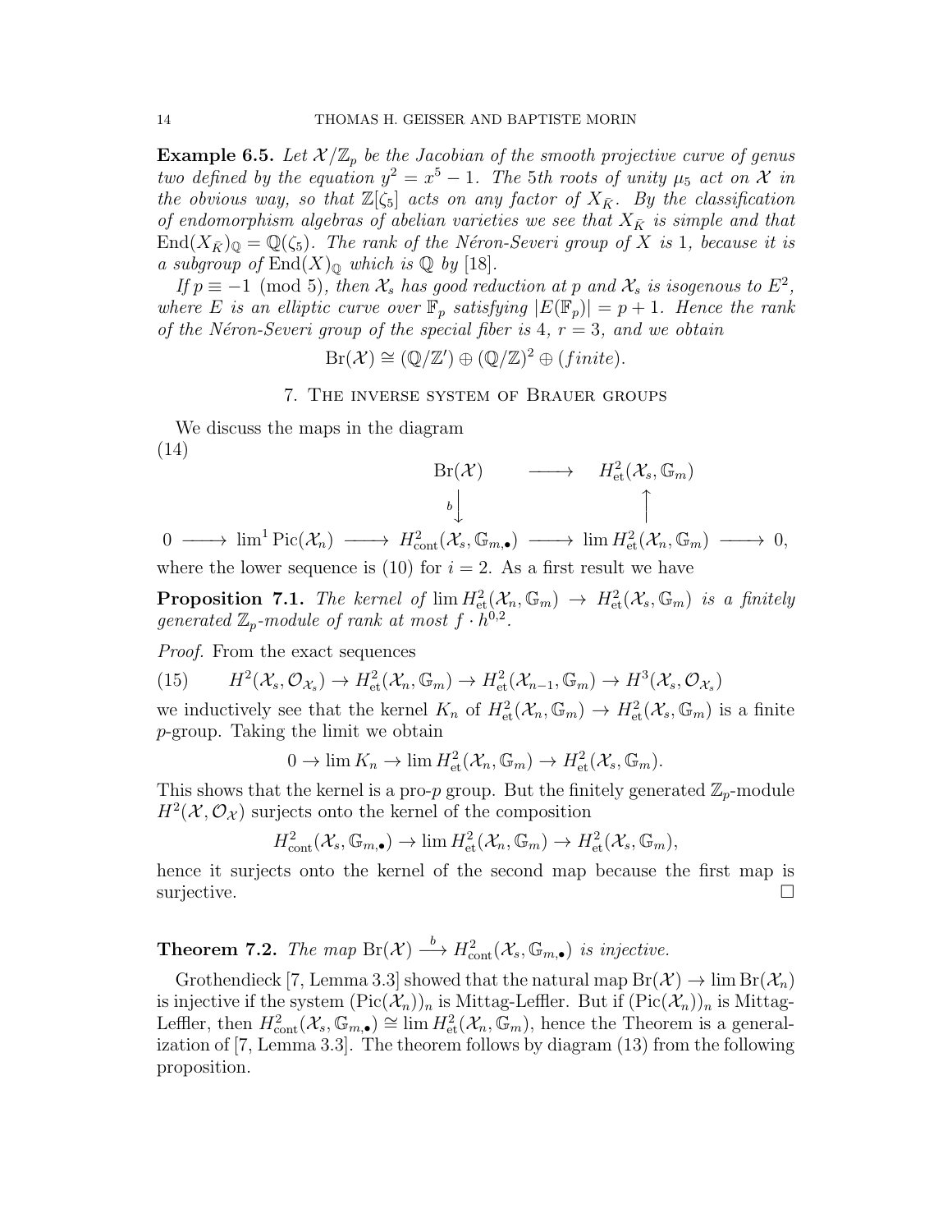**Example 6.5.** *Let $\mathcal{X}/\mathbb{Z}_p$ be the Jacobian of the smooth projective curve of genus two defined by the equation $y^2 = x^5 - 1$. The 5th roots of unity $\mu_5$ act on $\mathcal{X}$ in the obvious way, so that $\mathbb{Z}[\zeta_5]$ acts on any factor of $X_{\bar{K}}$. By the classification of endomorphism algebras of abelian varieties we see that $X_{\bar{K}}$ is simple and that $\mathrm{End}(X_{\bar{K}})_{\mathbb{Q}} = \mathbb{Q}(\zeta_5)$. The rank of the Néron-Severi group of $X$ is 1, because it is a subgroup of $\mathrm{End}(X)_{\mathbb{Q}}$ which is $\mathbb{Q}$ by [18].*

*If $p \equiv -1 \pmod 5$, then $\mathcal{X}_s$ has good reduction at $p$ and $\mathcal{X}_s$ is isogenous to $E^2$, where $E$ is an elliptic curve over $\mathbb{F}_p$ satisfying $|E(\mathbb{F}_p)| = p+1$. Hence the rank of the Néron-Severi group of the special fiber is 4, $r = 3$, and we obtain*

$$\mathrm{Br}(\mathcal{X}) \cong (\mathbb{Q}/\mathbb{Z}') \oplus (\mathbb{Q}/\mathbb{Z})^2 \oplus (finite).$$

## 7. The inverse system of Brauer groups

We discuss the maps in the diagram

(14)
$$\begin{array}{ccccccccc}
 & & \mathrm{Br}(\mathcal{X}) & \longrightarrow & & H^2_{\mathrm{et}}(\mathcal{X}_s, \mathbb{G}_m) & & \\
 & & {\scriptstyle b}\downarrow & & & \uparrow & & \\
0 & \longrightarrow \lim^1 \mathrm{Pic}(\mathcal{X}_n) & \longrightarrow & H^2_{\mathrm{cont}}(\mathcal{X}_s, \mathbb{G}_{m,\bullet}) & \longrightarrow & \lim H^2_{\mathrm{et}}(\mathcal{X}_n, \mathbb{G}_m) & \longrightarrow & 0,
\end{array}$$

where the lower sequence is (10) for $i = 2$. As a first result we have

**Proposition 7.1.** *The kernel of $\lim H^2_{\mathrm{et}}(\mathcal{X}_n, \mathbb{G}_m) \to H^2_{\mathrm{et}}(\mathcal{X}_s, \mathbb{G}_m)$ is a finitely generated $\mathbb{Z}_p$-module of rank at most $f \cdot h^{0,2}$.*

*Proof.* From the exact sequences

$$H^2(\mathcal{X}_s, \mathcal{O}_{\mathcal{X}_s}) \to H^2_{\mathrm{et}}(\mathcal{X}_n, \mathbb{G}_m) \to H^2_{\mathrm{et}}(\mathcal{X}_{n-1}, \mathbb{G}_m) \to H^3(\mathcal{X}_s, \mathcal{O}_{\mathcal{X}_s}) \tag{15}$$

we inductively see that the kernel $K_n$ of $H^2_{\mathrm{et}}(\mathcal{X}_n, \mathbb{G}_m) \to H^2_{\mathrm{et}}(\mathcal{X}_s, \mathbb{G}_m)$ is a finite $p$-group. Taking the limit we obtain

$$0 \to \lim K_n \to \lim H^2_{\mathrm{et}}(\mathcal{X}_n, \mathbb{G}_m) \to H^2_{\mathrm{et}}(\mathcal{X}_s, \mathbb{G}_m).$$

This shows that the kernel is a pro-$p$ group. But the finitely generated $\mathbb{Z}_p$-module $H^2(\mathcal{X}, \mathcal{O}_{\mathcal{X}})$ surjects onto the kernel of the composition

$$H^2_{\mathrm{cont}}(\mathcal{X}_s, \mathbb{G}_{m,\bullet}) \to \lim H^2_{\mathrm{et}}(\mathcal{X}_n, \mathbb{G}_m) \to H^2_{\mathrm{et}}(\mathcal{X}_s, \mathbb{G}_m),$$

hence it surjects onto the kernel of the second map because the first map is surjective. $\square$

**Theorem 7.2.** *The map $\mathrm{Br}(\mathcal{X}) \xrightarrow{b} H^2_{\mathrm{cont}}(\mathcal{X}_s, \mathbb{G}_{m,\bullet})$ is injective.*

Grothendieck [7, Lemma 3.3] showed that the natural map $\mathrm{Br}(\mathcal{X}) \to \lim \mathrm{Br}(\mathcal{X}_n)$ is injective if the system $(\mathrm{Pic}(\mathcal{X}_n))_n$ is Mittag-Leffler. But if $(\mathrm{Pic}(\mathcal{X}_n))_n$ is Mittag-Leffler, then $H^2_{\mathrm{cont}}(\mathcal{X}_s, \mathbb{G}_{m,\bullet}) \cong \lim H^2_{\mathrm{et}}(\mathcal{X}_n, \mathbb{G}_m)$, hence the Theorem is a generalization of [7, Lemma 3.3]. The theorem follows by diagram (13) from the following proposition.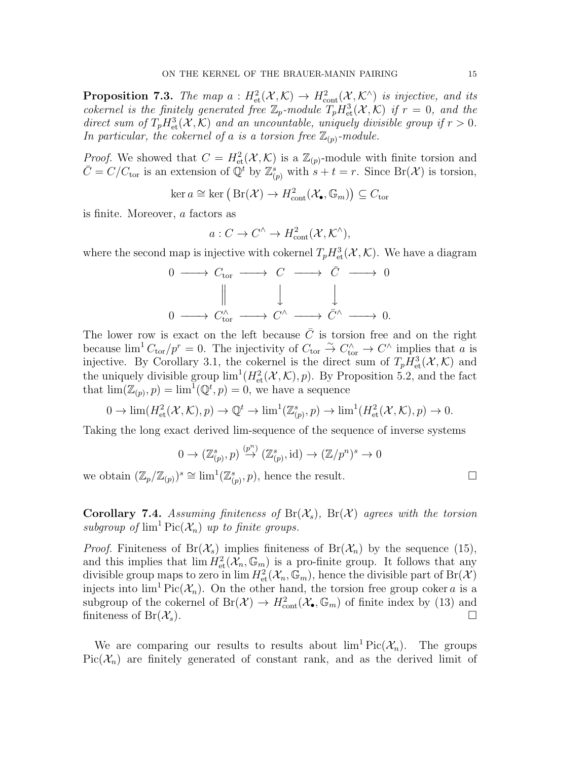**Proposition 7.3.** *The map $a : H^2_{\text{et}}(\mathcal{X}, \mathcal{K}) \to H^2_{\text{cont}}(\mathcal{X}, \mathcal{K}^\wedge)$ is injective, and its cokernel is the finitely generated free $\mathbb{Z}_p$-module $T_p H^3_{\text{et}}(\mathcal{X}, \mathcal{K})$ if $r = 0$, and the direct sum of $T_p H^3_{\text{et}}(\mathcal{X}, \mathcal{K})$ and an uncountable, uniquely divisible group if $r > 0$. In particular, the cokernel of $a$ is a torsion free $\mathbb{Z}_{(p)}$-module.*

*Proof.* We showed that $C = H^2_{\text{et}}(\mathcal{X}, \mathcal{K})$ is a $\mathbb{Z}_{(p)}$-module with finite torsion and $\bar{C} = C/C_{\text{tor}}$ is an extension of $\mathbb{Q}^t$ by $\mathbb{Z}^s_{(p)}$ with $s + t = r$. Since $\text{Br}(\mathcal{X})$ is torsion,

$$\ker a \cong \ker\big(\text{Br}(\mathcal{X}) \to H^2_{\text{cont}}(\mathcal{X}_\bullet, \mathbb{G}_m)\big) \subseteq C_{\text{tor}}$$

is finite. Moreover, $a$ factors as

$$a : C \to C^\wedge \to H^2_{\text{cont}}(\mathcal{X}, \mathcal{K}^\wedge),$$

where the second map is injective with cokernel $T_p H^3_{\text{et}}(\mathcal{X}, \mathcal{K})$. We have a diagram

$$\begin{array}{ccccccccc}
0 & \longrightarrow & C_{\text{tor}} & \longrightarrow & C & \longrightarrow & \bar{C} & \longrightarrow & 0 \\
 & & \| & & \downarrow & & \downarrow & & \\
0 & \longrightarrow & C^\wedge_{\text{tor}} & \longrightarrow & C^\wedge & \longrightarrow & \bar{C}^\wedge & \longrightarrow & 0.
\end{array}$$

The lower row is exact on the left because $\bar{C}$ is torsion free and on the right because $\lim^1 C_{\text{tor}}/p^r = 0$. The injectivity of $C_{\text{tor}} \xrightarrow{\sim} C^\wedge_{\text{tor}} \to C^\wedge$ implies that $a$ is injective. By Corollary 3.1, the cokernel is the direct sum of $T_p H^3_{\text{et}}(\mathcal{X}, \mathcal{K})$ and the uniquely divisible group $\lim^1(H^2_{\text{et}}(\mathcal{X}, \mathcal{K}), p)$. By Proposition 5.2, and the fact that $\lim(\mathbb{Z}_{(p)}, p) = \lim^1(\mathbb{Q}^t, p) = 0$, we have a sequence

$$0 \to \lim(H^2_{\text{et}}(\mathcal{X}, \mathcal{K}), p) \to \mathbb{Q}^t \to \lim{}^1(\mathbb{Z}^s_{(p)}, p) \to \lim{}^1(H^2_{\text{et}}(\mathcal{X}, \mathcal{K}), p) \to 0.$$

Taking the long exact derived lim-sequence of the sequence of inverse systems

$$0 \to (\mathbb{Z}^s_{(p)}, p) \xrightarrow{(p^n)} (\mathbb{Z}^s_{(p)}, \text{id}) \to (\mathbb{Z}/p^n)^s \to 0$$

we obtain $(\mathbb{Z}_p/\mathbb{Z}_{(p)})^s \cong \lim^1(\mathbb{Z}^s_{(p)}, p)$, hence the result. $\square$

**Corollary 7.4.** *Assuming finiteness of $\text{Br}(\mathcal{X}_s)$, $\text{Br}(\mathcal{X})$ agrees with the torsion subgroup of $\lim^1 \text{Pic}(\mathcal{X}_n)$ up to finite groups.*

*Proof.* Finiteness of $\text{Br}(\mathcal{X}_s)$ implies finiteness of $\text{Br}(\mathcal{X}_n)$ by the sequence (15), and this implies that $\lim H^2_{\text{et}}(\mathcal{X}_n, \mathbb{G}_m)$ is a pro-finite group. It follows that any divisible group maps to zero in $\lim H^2_{\text{et}}(\mathcal{X}_n, \mathbb{G}_m)$, hence the divisible part of $\text{Br}(\mathcal{X})$ injects into $\lim^1 \text{Pic}(\mathcal{X}_n)$. On the other hand, the torsion free group $\text{coker}\, a$ is a subgroup of the cokernel of $\text{Br}(\mathcal{X}) \to H^2_{\text{cont}}(\mathcal{X}_\bullet, \mathbb{G}_m)$ of finite index by (13) and finiteness of $\text{Br}(\mathcal{X}_s)$. $\square$

We are comparing our results to results about $\lim^1 \text{Pic}(\mathcal{X}_n)$. The groups $\text{Pic}(\mathcal{X}_n)$ are finitely generated of constant rank, and as the derived limit of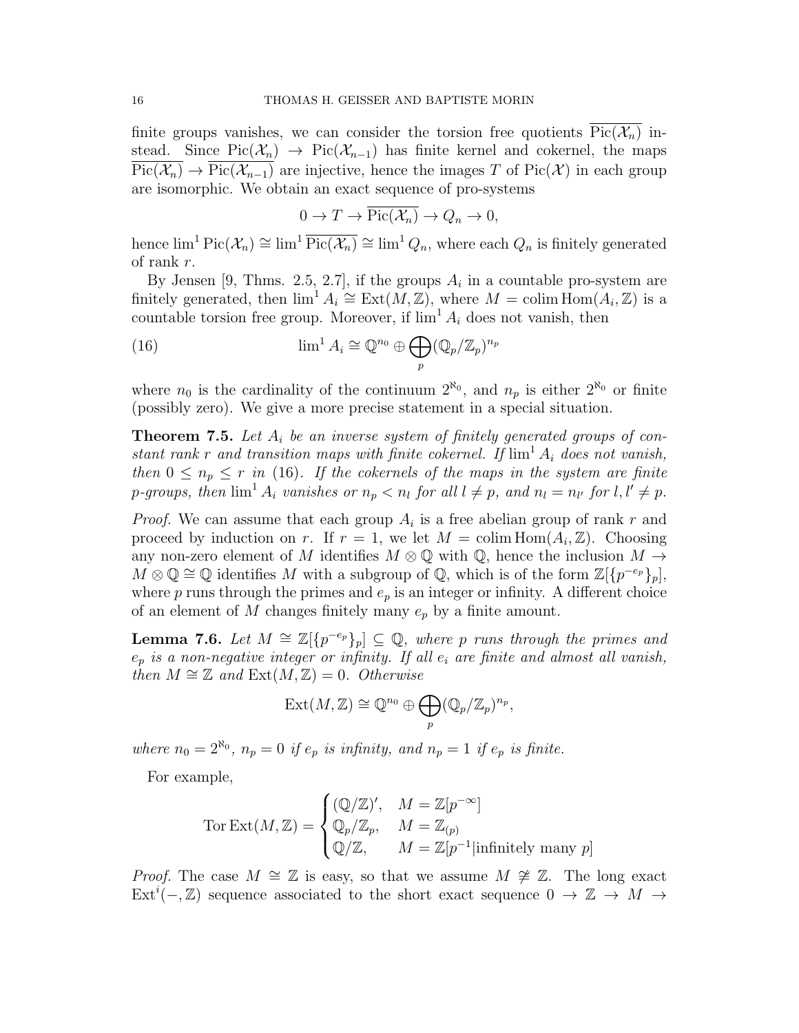finite groups vanishes, we can consider the torsion free quotients $\overline{\mathrm{Pic}(\mathcal{X}_n)}$ instead. Since $\mathrm{Pic}(\mathcal{X}_n) \to \mathrm{Pic}(\mathcal{X}_{n-1})$ has finite kernel and cokernel, the maps $\overline{\mathrm{Pic}(\mathcal{X}_n)} \to \overline{\mathrm{Pic}(\mathcal{X}_{n-1})}$ are injective, hence the images $T$ of $\mathrm{Pic}(\mathcal{X})$ in each group are isomorphic. We obtain an exact sequence of pro-systems

$$0 \to T \to \overline{\mathrm{Pic}(\mathcal{X}_n)} \to Q_n \to 0,$$

hence $\lim^1 \mathrm{Pic}(\mathcal{X}_n) \cong \lim^1 \overline{\mathrm{Pic}(\mathcal{X}_n)} \cong \lim^1 Q_n$, where each $Q_n$ is finitely generated of rank $r$.

By Jensen [9, Thms. 2.5, 2.7], if the groups $A_i$ in a countable pro-system are finitely generated, then $\lim^1 A_i \cong \mathrm{Ext}(M, \mathbb{Z})$, where $M = \mathrm{colim}\, \mathrm{Hom}(A_i, \mathbb{Z})$ is a countable torsion free group. Moreover, if $\lim^1 A_i$ does not vanish, then

$$\lim{}^1 A_i \cong \mathbb{Q}^{n_0} \oplus \bigoplus_p (\mathbb{Q}_p/\mathbb{Z}_p)^{n_p} \tag{16}$$

where $n_0$ is the cardinality of the continuum $2^{\aleph_0}$, and $n_p$ is either $2^{\aleph_0}$ or finite (possibly zero). We give a more precise statement in a special situation.

**Theorem 7.5.** *Let $A_i$ be an inverse system of finitely generated groups of constant rank $r$ and transition maps with finite cokernel. If $\lim^1 A_i$ does not vanish, then $0 \le n_p \le r$ in (16). If the cokernels of the maps in the system are finite $p$-groups, then $\lim^1 A_i$ vanishes or $n_p < n_l$ for all $l \neq p$, and $n_l = n_{l'}$ for $l, l' \neq p$.*

*Proof.* We can assume that each group $A_i$ is a free abelian group of rank $r$ and proceed by induction on $r$. If $r = 1$, we let $M = \mathrm{colim}\, \mathrm{Hom}(A_i, \mathbb{Z})$. Choosing any non-zero element of $M$ identifies $M \otimes \mathbb{Q}$ with $\mathbb{Q}$, hence the inclusion $M \to M \otimes \mathbb{Q} \cong \mathbb{Q}$ identifies $M$ with a subgroup of $\mathbb{Q}$, which is of the form $\mathbb{Z}[\{p^{-e_p}\}_p]$, where $p$ runs through the primes and $e_p$ is an integer or infinity. A different choice of an element of $M$ changes finitely many $e_p$ by a finite amount.

**Lemma 7.6.** *Let $M \cong \mathbb{Z}[\{p^{-e_p}\}_p] \subseteq \mathbb{Q}$, where $p$ runs through the primes and $e_p$ is a non-negative integer or infinity. If all $e_i$ are finite and almost all vanish, then $M \cong \mathbb{Z}$ and $\mathrm{Ext}(M, \mathbb{Z}) = 0$. Otherwise*

$$\mathrm{Ext}(M, \mathbb{Z}) \cong \mathbb{Q}^{n_0} \oplus \bigoplus_p (\mathbb{Q}_p/\mathbb{Z}_p)^{n_p},$$

*where $n_0 = 2^{\aleph_0}$, $n_p = 0$ if $e_p$ is infinity, and $n_p = 1$ if $e_p$ is finite.*

For example,

$$\mathrm{Tor}\,\mathrm{Ext}(M, \mathbb{Z}) = \begin{cases} (\mathbb{Q}/\mathbb{Z})', & M = \mathbb{Z}[p^{-\infty}] \\ \mathbb{Q}_p/\mathbb{Z}_p, & M = \mathbb{Z}_{(p)} \\ \mathbb{Q}/\mathbb{Z}, & M = \mathbb{Z}[p^{-1}|\text{infinitely many } p] \end{cases}$$

*Proof.* The case $M \cong \mathbb{Z}$ is easy, so that we assume $M \not\cong \mathbb{Z}$. The long exact $\mathrm{Ext}^i(-, \mathbb{Z})$ sequence associated to the short exact sequence $0 \to \mathbb{Z} \to M \to$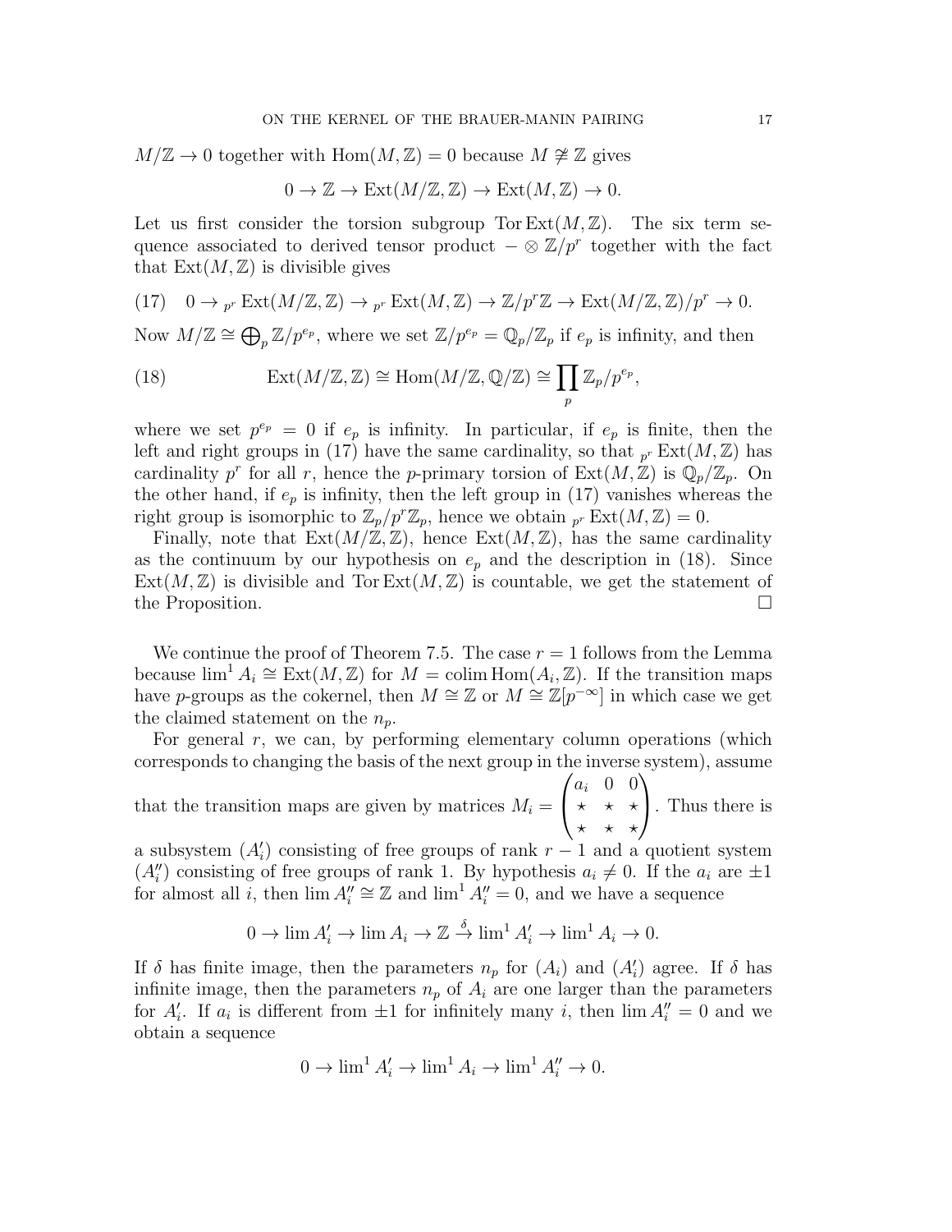$M/\mathbb{Z} \to 0$ together with $\operatorname{Hom}(M, \mathbb{Z}) = 0$ because $M \not\cong \mathbb{Z}$ gives

$$0 \to \mathbb{Z} \to \operatorname{Ext}(M/\mathbb{Z}, \mathbb{Z}) \to \operatorname{Ext}(M, \mathbb{Z}) \to 0.$$

Let us first consider the torsion subgroup $\operatorname{Tor}\operatorname{Ext}(M, \mathbb{Z})$. The six term sequence associated to derived tensor product $- \otimes \mathbb{Z}/p^r$ together with the fact that $\operatorname{Ext}(M, \mathbb{Z})$ is divisible gives

$$(17) \quad 0 \to {}_{p^r}\operatorname{Ext}(M/\mathbb{Z}, \mathbb{Z}) \to {}_{p^r}\operatorname{Ext}(M, \mathbb{Z}) \to \mathbb{Z}/p^r\mathbb{Z} \to \operatorname{Ext}(M/\mathbb{Z}, \mathbb{Z})/p^r \to 0.$$

Now $M/\mathbb{Z} \cong \bigoplus_p \mathbb{Z}/p^{e_p}$, where we set $\mathbb{Z}/p^{e_p} = \mathbb{Q}_p/\mathbb{Z}_p$ if $e_p$ is infinity, and then

$$(18) \qquad \operatorname{Ext}(M/\mathbb{Z}, \mathbb{Z}) \cong \operatorname{Hom}(M/\mathbb{Z}, \mathbb{Q}/\mathbb{Z}) \cong \prod_p \mathbb{Z}_p/p^{e_p},$$

where we set $p^{e_p} = 0$ if $e_p$ is infinity. In particular, if $e_p$ is finite, then the left and right groups in (17) have the same cardinality, so that ${}_{p^r}\operatorname{Ext}(M, \mathbb{Z})$ has cardinality $p^r$ for all $r$, hence the $p$-primary torsion of $\operatorname{Ext}(M, \mathbb{Z})$ is $\mathbb{Q}_p/\mathbb{Z}_p$. On the other hand, if $e_p$ is infinity, then the left group in (17) vanishes whereas the right group is isomorphic to $\mathbb{Z}_p/p^r\mathbb{Z}_p$, hence we obtain ${}_{p^r}\operatorname{Ext}(M, \mathbb{Z}) = 0$.

Finally, note that $\operatorname{Ext}(M/\mathbb{Z}, \mathbb{Z})$, hence $\operatorname{Ext}(M, \mathbb{Z})$, has the same cardinality as the continuum by our hypothesis on $e_p$ and the description in (18). Since $\operatorname{Ext}(M, \mathbb{Z})$ is divisible and $\operatorname{Tor}\operatorname{Ext}(M, \mathbb{Z})$ is countable, we get the statement of the Proposition. $\square$

We continue the proof of Theorem 7.5. The case $r = 1$ follows from the Lemma because $\lim^1 A_i \cong \operatorname{Ext}(M, \mathbb{Z})$ for $M = \operatorname{colim}\operatorname{Hom}(A_i, \mathbb{Z})$. If the transition maps have $p$-groups as the cokernel, then $M \cong \mathbb{Z}$ or $M \cong \mathbb{Z}[p^{-\infty}]$ in which case we get the claimed statement on the $n_p$.

For general $r$, we can, by performing elementary column operations (which corresponds to changing the basis of the next group in the inverse system), assume that the transition maps are given by matrices $M_i = \begin{pmatrix} a_i & 0 & 0 \\ \star & \star & \star \\ \star & \star & \star \end{pmatrix}$. Thus there is a subsystem $(A'_i)$ consisting of free groups of rank $r-1$ and a quotient system $(A''_i)$ consisting of free groups of rank 1. By hypothesis $a_i \neq 0$. If the $a_i$ are $\pm 1$ for almost all $i$, then $\lim A''_i \cong \mathbb{Z}$ and $\lim^1 A''_i = 0$, and we have a sequence

$$0 \to \lim A'_i \to \lim A_i \to \mathbb{Z} \xrightarrow{\delta} \lim{}^1 A'_i \to \lim{}^1 A_i \to 0.$$

If $\delta$ has finite image, then the parameters $n_p$ for $(A_i)$ and $(A'_i)$ agree. If $\delta$ has infinite image, then the parameters $n_p$ of $A_i$ are one larger than the parameters for $A'_i$. If $a_i$ is different from $\pm 1$ for infinitely many $i$, then $\lim A''_i = 0$ and we obtain a sequence

$$0 \to \lim{}^1 A'_i \to \lim{}^1 A_i \to \lim{}^1 A''_i \to 0.$$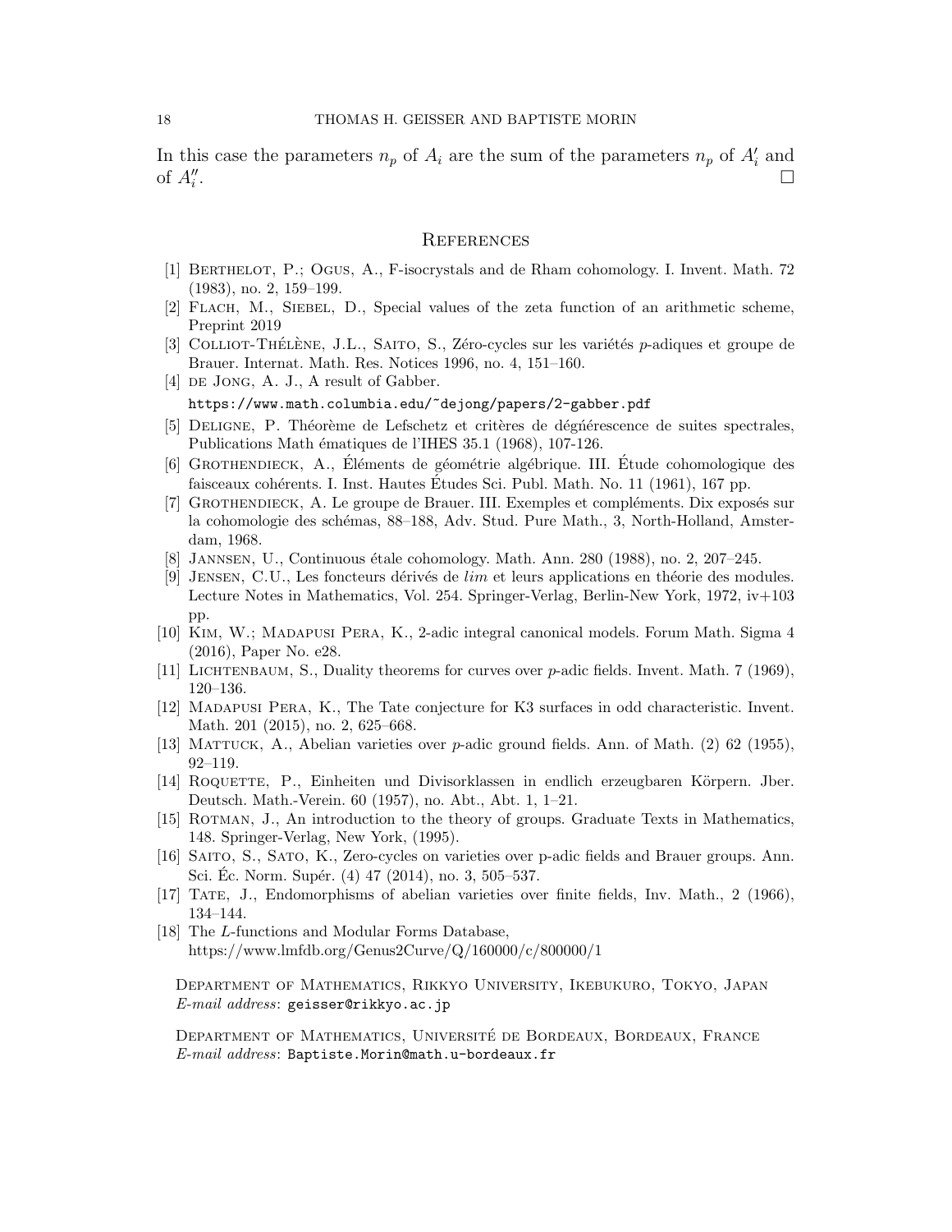In this case the parameters $n_p$ of $A_i$ are the sum of the parameters $n_p$ of $A_i'$ and of $A_i''$. $\square$

## References

[1] Berthelot, P.; Ogus, A., F-isocrystals and de Rham cohomology. I. Invent. Math. 72 (1983), no. 2, 159–199.

[2] Flach, M., Siebel, D., Special values of the zeta function of an arithmetic scheme, Preprint 2019

[3] Colliot-Thélène, J.L., Saito, S., Zéro-cycles sur les variétés $p$-adiques et groupe de Brauer. Internat. Math. Res. Notices 1996, no. 4, 151–160.

[4] de Jong, A. J., A result of Gabber.
https://www.math.columbia.edu/~dejong/papers/2-gabber.pdf

[5] Deligne, P. Théorème de Lefschetz et critères de dégńérescence de suites spectrales, Publications Math ématiques de l'IHES 35.1 (1968), 107-126.

[6] Grothendieck, A., Éléments de géométrie algébrique. III. Étude cohomologique des faisceaux cohérents. I. Inst. Hautes Études Sci. Publ. Math. No. 11 (1961), 167 pp.

[7] Grothendieck, A. Le groupe de Brauer. III. Exemples et compléments. Dix exposés sur la cohomologie des schémas, 88–188, Adv. Stud. Pure Math., 3, North-Holland, Amsterdam, 1968.

[8] Jannsen, U., Continuous étale cohomology. Math. Ann. 280 (1988), no. 2, 207–245.

[9] Jensen, C.U., Les foncteurs dérivés de *lim* et leurs applications en théorie des modules. Lecture Notes in Mathematics, Vol. 254. Springer-Verlag, Berlin-New York, 1972, iv+103 pp.

[10] Kim, W.; Madapusi Pera, K., 2-adic integral canonical models. Forum Math. Sigma 4 (2016), Paper No. e28.

[11] Lichtenbaum, S., Duality theorems for curves over $p$-adic fields. Invent. Math. 7 (1969), 120–136.

[12] Madapusi Pera, K., The Tate conjecture for K3 surfaces in odd characteristic. Invent. Math. 201 (2015), no. 2, 625–668.

[13] Mattuck, A., Abelian varieties over $p$-adic ground fields. Ann. of Math. (2) 62 (1955), 92–119.

[14] Roquette, P., Einheiten und Divisorklassen in endlich erzeugbaren Körpern. Jber. Deutsch. Math.-Verein. 60 (1957), no. Abt., Abt. 1, 1–21.

[15] Rotman, J., An introduction to the theory of groups. Graduate Texts in Mathematics, 148. Springer-Verlag, New York, (1995).

[16] Saito, S., Sato, K., Zero-cycles on varieties over p-adic fields and Brauer groups. Ann. Sci. Éc. Norm. Supér. (4) 47 (2014), no. 3, 505–537.

[17] Tate, J., Endomorphisms of abelian varieties over finite fields, Inv. Math., 2 (1966), 134–144.

[18] The $L$-functions and Modular Forms Database,
https://www.lmfdb.org/Genus2Curve/Q/160000/c/800000/1

Department of Mathematics, Rikkyo University, Ikebukuro, Tokyo, Japan
*E-mail address*: geisser@rikkyo.ac.jp

Department of Mathematics, Université de Bordeaux, Bordeaux, France
*E-mail address*: Baptiste.Morin@math.u-bordeaux.fr